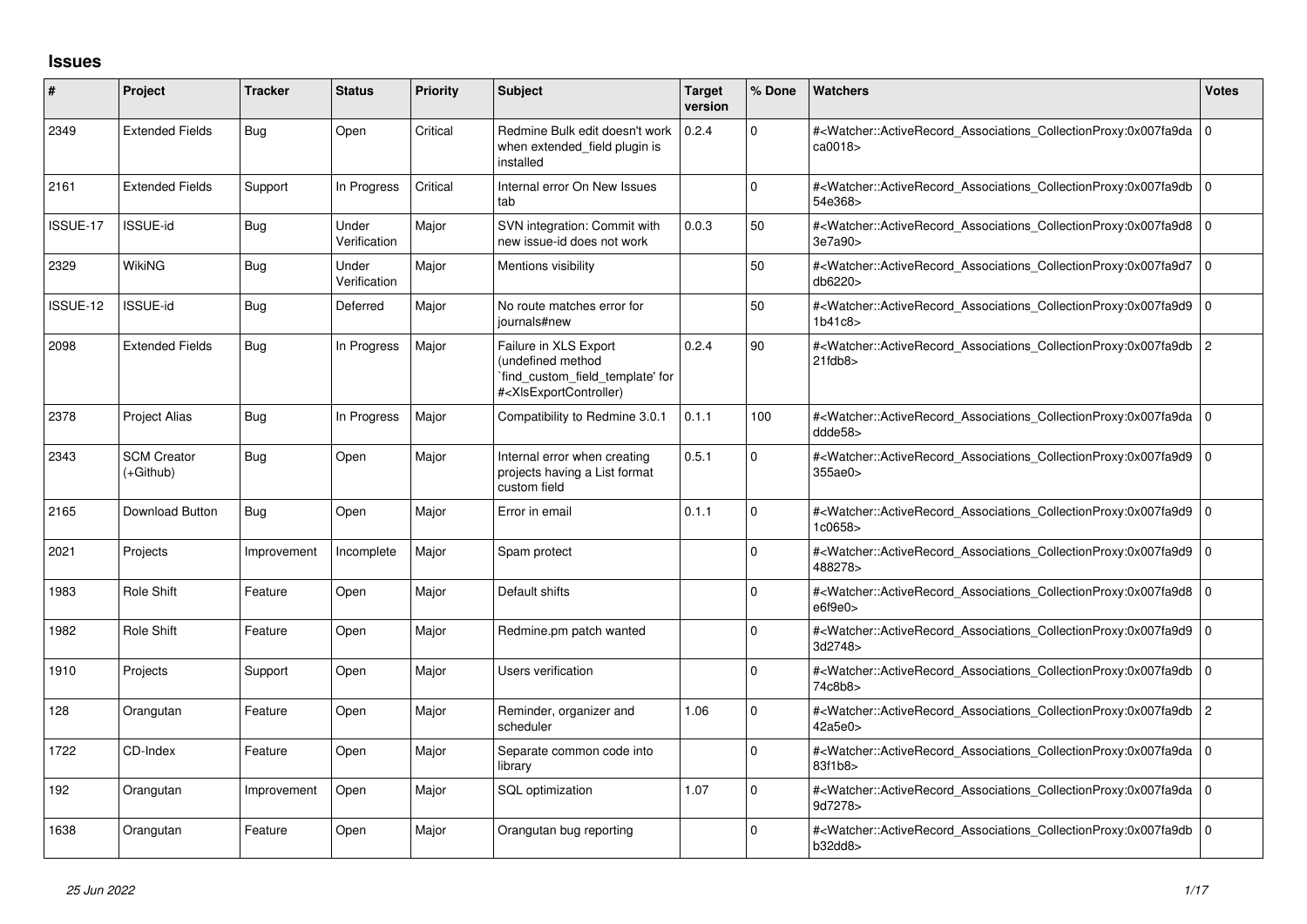## Issues

| # | Project | Tracker | Status | Priority | Subject | Target version | % Done | Watchers | Votes |
|---|---|---|---|---|---|---|---|---|---|
| 2349 | Extended Fields | Bug | Open | Critical | Redmine Bulk edit doesn't work when extended_field plugin is installed | 0.2.4 | 0 | #<Watcher::ActiveRecord_Associations_CollectionProxy:0x007fa9daca0018> | 0 |
| 2161 | Extended Fields | Support | In Progress | Critical | Internal error On New Issues tab | | 0 | #<Watcher::ActiveRecord_Associations_CollectionProxy:0x007fa9db54e368> | 0 |
| ISSUE-17 | ISSUE-id | Bug | Under Verification | Major | SVN integration: Commit with new issue-id does not work | 0.0.3 | 50 | #<Watcher::ActiveRecord_Associations_CollectionProxy:0x007fa9d83e7a90> | 0 |
| 2329 | WikiNG | Bug | Under Verification | Major | Mentions visibility | | 50 | #<Watcher::ActiveRecord_Associations_CollectionProxy:0x007fa9d7db6220> | 0 |
| ISSUE-12 | ISSUE-id | Bug | Deferred | Major | No route matches error for journals#new | | 50 | #<Watcher::ActiveRecord_Associations_CollectionProxy:0x007fa9d91b41c8> | 0 |
| 2098 | Extended Fields | Bug | In Progress | Major | Failure in XLS Export (undefined method `find_custom_field_template' for #<XlsExportController) | 0.2.4 | 90 | #<Watcher::ActiveRecord_Associations_CollectionProxy:0x007fa9db21fdb8> | 2 |
| 2378 | Project Alias | Bug | In Progress | Major | Compatibility to Redmine 3.0.1 | 0.1.1 | 100 | #<Watcher::ActiveRecord_Associations_CollectionProxy:0x007fa9dadde58> | 0 |
| 2343 | SCM Creator (+Github) | Bug | Open | Major | Internal error when creating projects having a List format custom field | 0.5.1 | 0 | #<Watcher::ActiveRecord_Associations_CollectionProxy:0x007fa9d9355ae0> | 0 |
| 2165 | Download Button | Bug | Open | Major | Error in email | 0.1.1 | 0 | #<Watcher::ActiveRecord_Associations_CollectionProxy:0x007fa9d91c0658> | 0 |
| 2021 | Projects | Improvement | Incomplete | Major | Spam protect | | 0 | #<Watcher::ActiveRecord_Associations_CollectionProxy:0x007fa9d9488278> | 0 |
| 1983 | Role Shift | Feature | Open | Major | Default shifts | | 0 | #<Watcher::ActiveRecord_Associations_CollectionProxy:0x007fa9d8e6f9e0> | 0 |
| 1982 | Role Shift | Feature | Open | Major | Redmine.pm patch wanted | | 0 | #<Watcher::ActiveRecord_Associations_CollectionProxy:0x007fa9d93d2748> | 0 |
| 1910 | Projects | Support | Open | Major | Users verification | | 0 | #<Watcher::ActiveRecord_Associations_CollectionProxy:0x007fa9db74c8b8> | 0 |
| 128 | Orangutan | Feature | Open | Major | Reminder, organizer and scheduler | 1.06 | 0 | #<Watcher::ActiveRecord_Associations_CollectionProxy:0x007fa9db42a5e0> | 2 |
| 1722 | CD-Index | Feature | Open | Major | Separate common code into library | | 0 | #<Watcher::ActiveRecord_Associations_CollectionProxy:0x007fa9da83f1b8> | 0 |
| 192 | Orangutan | Improvement | Open | Major | SQL optimization | 1.07 | 0 | #<Watcher::ActiveRecord_Associations_CollectionProxy:0x007fa9da9d7278> | 0 |
| 1638 | Orangutan | Feature | Open | Major | Orangutan bug reporting | | 0 | #<Watcher::ActiveRecord_Associations_CollectionProxy:0x007fa9dbb32dd8> | 0 |

*25 Jun 2022*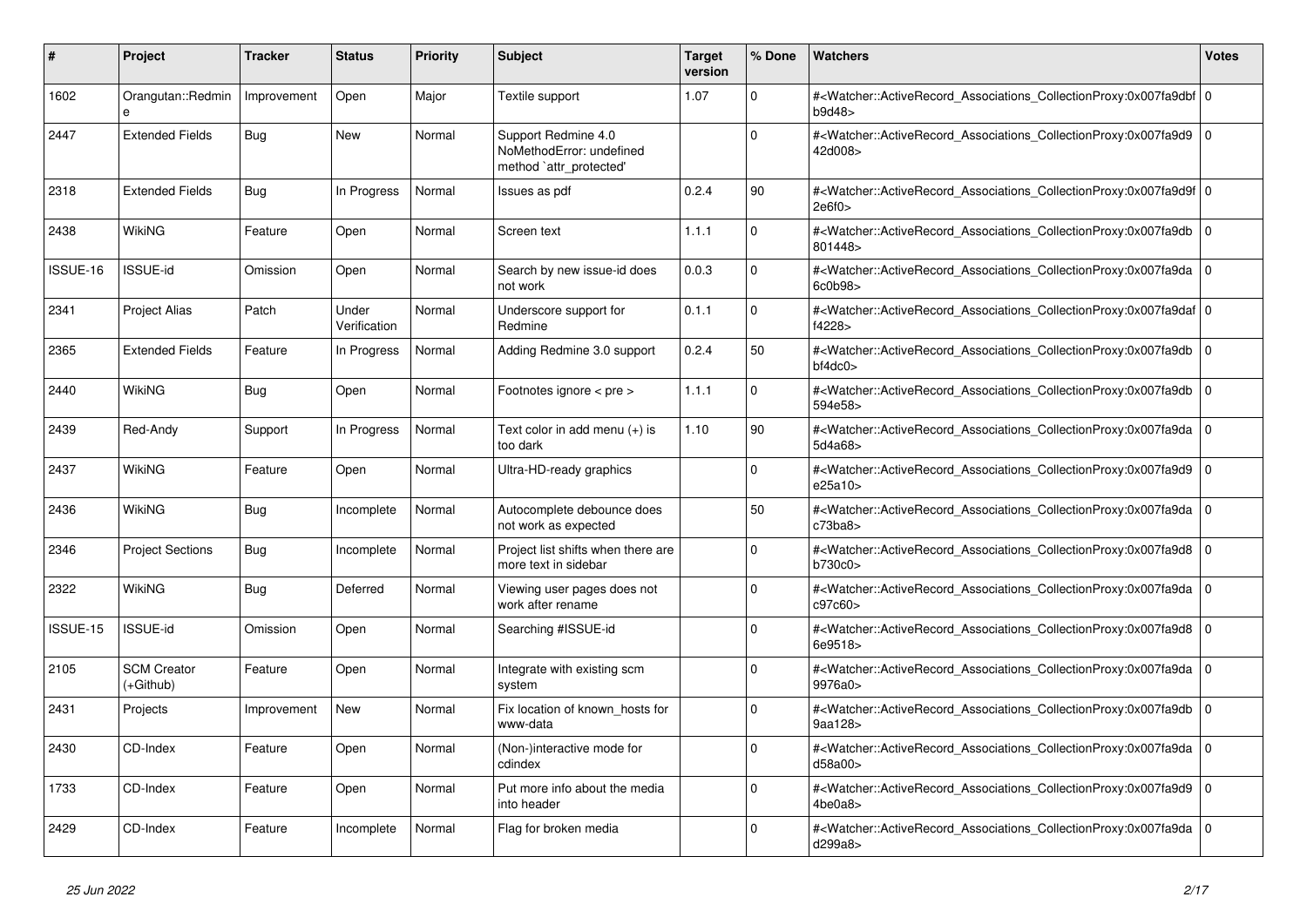| # | Project | Tracker | Status | Priority | Subject | Target version | % Done | Watchers | Votes |
|---|---|---|---|---|---|---|---|---|---|
| 1602 | Orangutan::Redmine | Improvement | Open | Major | Textile support | 1.07 | 0 | #<Watcher::ActiveRecord_Associations_CollectionProxy:0x007fa9dbfb9d48> | 0 |
| 2447 | Extended Fields | Bug | New | Normal | Support Redmine 4.0 NoMethodError: undefined method `attr_protected' | | 0 | #<Watcher::ActiveRecord_Associations_CollectionProxy:0x007fa9d942d008> | 0 |
| 2318 | Extended Fields | Bug | In Progress | Normal | Issues as pdf | 0.2.4 | 90 | #<Watcher::ActiveRecord_Associations_CollectionProxy:0x007fa9d9f2e6f0> | 0 |
| 2438 | WikiNG | Feature | Open | Normal | Screen text | 1.1.1 | 0 | #<Watcher::ActiveRecord_Associations_CollectionProxy:0x007fa9db801448> | 0 |
| ISSUE-16 | ISSUE-id | Omission | Open | Normal | Search by new issue-id does not work | 0.0.3 | 0 | #<Watcher::ActiveRecord_Associations_CollectionProxy:0x007fa9da6c0b98> | 0 |
| 2341 | Project Alias | Patch | Under Verification | Normal | Underscore support for Redmine | 0.1.1 | 0 | #<Watcher::ActiveRecord_Associations_CollectionProxy:0x007fa9daff4228> | 0 |
| 2365 | Extended Fields | Feature | In Progress | Normal | Adding Redmine 3.0 support | 0.2.4 | 50 | #<Watcher::ActiveRecord_Associations_CollectionProxy:0x007fa9dbbf4dc0> | 0 |
| 2440 | WikiNG | Bug | Open | Normal | Footnotes ignore < pre > | 1.1.1 | 0 | #<Watcher::ActiveRecord_Associations_CollectionProxy:0x007fa9db594e58> | 0 |
| 2439 | Red-Andy | Support | In Progress | Normal | Text color in add menu (+) is too dark | 1.10 | 90 | #<Watcher::ActiveRecord_Associations_CollectionProxy:0x007fa9da5d4a68> | 0 |
| 2437 | WikiNG | Feature | Open | Normal | Ultra-HD-ready graphics | | 0 | #<Watcher::ActiveRecord_Associations_CollectionProxy:0x007fa9d9e25a10> | 0 |
| 2436 | WikiNG | Bug | Incomplete | Normal | Autocomplete debounce does not work as expected | | 50 | #<Watcher::ActiveRecord_Associations_CollectionProxy:0x007fa9dac73ba8> | 0 |
| 2346 | Project Sections | Bug | Incomplete | Normal | Project list shifts when there are more text in sidebar | | 0 | #<Watcher::ActiveRecord_Associations_CollectionProxy:0x007fa9d8b730c0> | 0 |
| 2322 | WikiNG | Bug | Deferred | Normal | Viewing user pages does not work after rename | | 0 | #<Watcher::ActiveRecord_Associations_CollectionProxy:0x007fa9dac97c60> | 0 |
| ISSUE-15 | ISSUE-id | Omission | Open | Normal | Searching #ISSUE-id | | 0 | #<Watcher::ActiveRecord_Associations_CollectionProxy:0x007fa9d86e9518> | 0 |
| 2105 | SCM Creator (+Github) | Feature | Open | Normal | Integrate with existing scm system | | 0 | #<Watcher::ActiveRecord_Associations_CollectionProxy:0x007fa9da9976a0> | 0 |
| 2431 | Projects | Improvement | New | Normal | Fix location of known_hosts for www-data | | 0 | #<Watcher::ActiveRecord_Associations_CollectionProxy:0x007fa9db9aa128> | 0 |
| 2430 | CD-Index | Feature | Open | Normal | (Non-)interactive mode for cdindex | | 0 | #<Watcher::ActiveRecord_Associations_CollectionProxy:0x007fa9dad58a00> | 0 |
| 1733 | CD-Index | Feature | Open | Normal | Put more info about the media into header | | 0 | #<Watcher::ActiveRecord_Associations_CollectionProxy:0x007fa9d94be0a8> | 0 |
| 2429 | CD-Index | Feature | Incomplete | Normal | Flag for broken media | | 0 | #<Watcher::ActiveRecord_Associations_CollectionProxy:0x007fa9dad299a8> | 0 |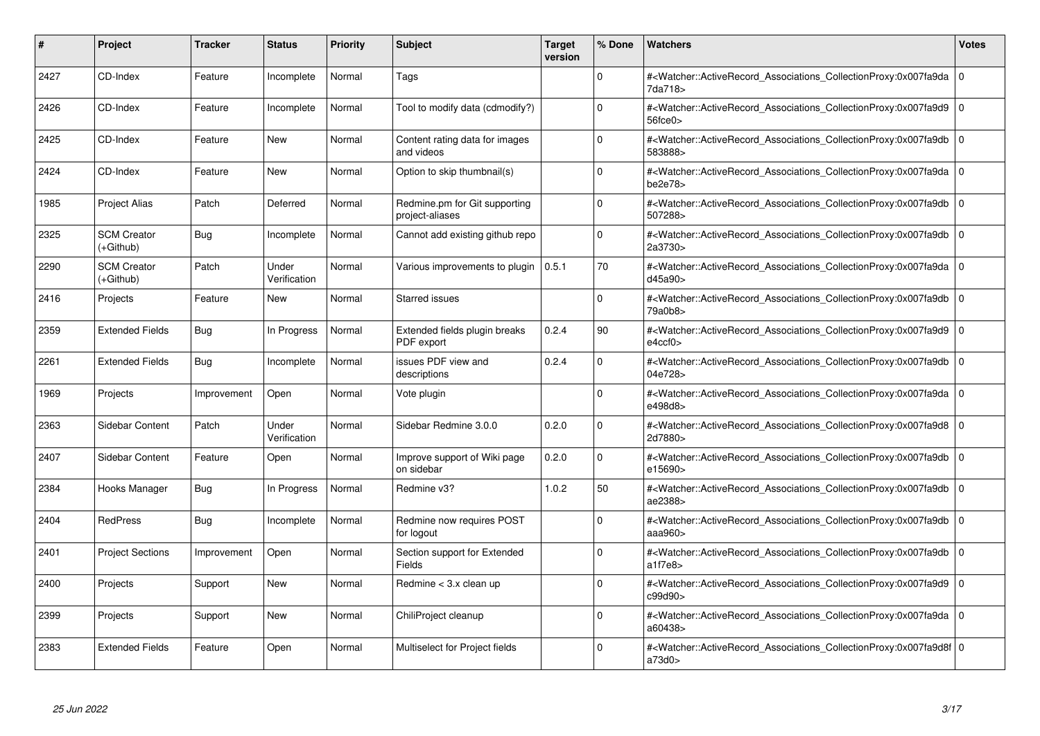| # | Project | Tracker | Status | Priority | Subject | Target version | % Done | Watchers | Votes |
|---|---|---|---|---|---|---|---|---|---|
| 2427 | CD-Index | Feature | Incomplete | Normal | Tags | | 0 | #<Watcher::ActiveRecord_Associations_CollectionProxy:0x007fa9da7da718> | 0 |
| 2426 | CD-Index | Feature | Incomplete | Normal | Tool to modify data (cdmodify?) | | 0 | #<Watcher::ActiveRecord_Associations_CollectionProxy:0x007fa9d956fce0> | 0 |
| 2425 | CD-Index | Feature | New | Normal | Content rating data for images and videos | | 0 | #<Watcher::ActiveRecord_Associations_CollectionProxy:0x007fa9db583888> | 0 |
| 2424 | CD-Index | Feature | New | Normal | Option to skip thumbnail(s) | | 0 | #<Watcher::ActiveRecord_Associations_CollectionProxy:0x007fa9dabe2e78> | 0 |
| 1985 | Project Alias | Patch | Deferred | Normal | Redmine.pm for Git supporting project-aliases | | 0 | #<Watcher::ActiveRecord_Associations_CollectionProxy:0x007fa9db507288> | 0 |
| 2325 | SCM Creator (+Github) | Bug | Incomplete | Normal | Cannot add existing github repo | | 0 | #<Watcher::ActiveRecord_Associations_CollectionProxy:0x007fa9db2a3730> | 0 |
| 2290 | SCM Creator (+Github) | Patch | Under Verification | Normal | Various improvements to plugin | 0.5.1 | 70 | #<Watcher::ActiveRecord_Associations_CollectionProxy:0x007fa9dad45a90> | 0 |
| 2416 | Projects | Feature | New | Normal | Starred issues | | 0 | #<Watcher::ActiveRecord_Associations_CollectionProxy:0x007fa9db79a0b8> | 0 |
| 2359 | Extended Fields | Bug | In Progress | Normal | Extended fields plugin breaks PDF export | 0.2.4 | 90 | #<Watcher::ActiveRecord_Associations_CollectionProxy:0x007fa9d9e4ccf0> | 0 |
| 2261 | Extended Fields | Bug | Incomplete | Normal | issues PDF view and descriptions | 0.2.4 | 0 | #<Watcher::ActiveRecord_Associations_CollectionProxy:0x007fa9db04e728> | 0 |
| 1969 | Projects | Improvement | Open | Normal | Vote plugin | | 0 | #<Watcher::ActiveRecord_Associations_CollectionProxy:0x007fa9dae498d8> | 0 |
| 2363 | Sidebar Content | Patch | Under Verification | Normal | Sidebar Redmine 3.0.0 | 0.2.0 | 0 | #<Watcher::ActiveRecord_Associations_CollectionProxy:0x007fa9d82d7880> | 0 |
| 2407 | Sidebar Content | Feature | Open | Normal | Improve support of Wiki page on sidebar | 0.2.0 | 0 | #<Watcher::ActiveRecord_Associations_CollectionProxy:0x007fa9dbe15690> | 0 |
| 2384 | Hooks Manager | Bug | In Progress | Normal | Redmine v3? | 1.0.2 | 50 | #<Watcher::ActiveRecord_Associations_CollectionProxy:0x007fa9dbae2388> | 0 |
| 2404 | RedPress | Bug | Incomplete | Normal | Redmine now requires POST for logout | | 0 | #<Watcher::ActiveRecord_Associations_CollectionProxy:0x007fa9dbaaa960> | 0 |
| 2401 | Project Sections | Improvement | Open | Normal | Section support for Extended Fields | | 0 | #<Watcher::ActiveRecord_Associations_CollectionProxy:0x007fa9dba1f7e8> | 0 |
| 2400 | Projects | Support | New | Normal | Redmine < 3.x clean up | | 0 | #<Watcher::ActiveRecord_Associations_CollectionProxy:0x007fa9d9c99d90> | 0 |
| 2399 | Projects | Support | New | Normal | ChiliProject cleanup | | 0 | #<Watcher::ActiveRecord_Associations_CollectionProxy:0x007fa9daa60438> | 0 |
| 2383 | Extended Fields | Feature | Open | Normal | Multiselect for Project fields | | 0 | #<Watcher::ActiveRecord_Associations_CollectionProxy:0x007fa9d8fa73d0> | 0 |

*25 Jun 2022*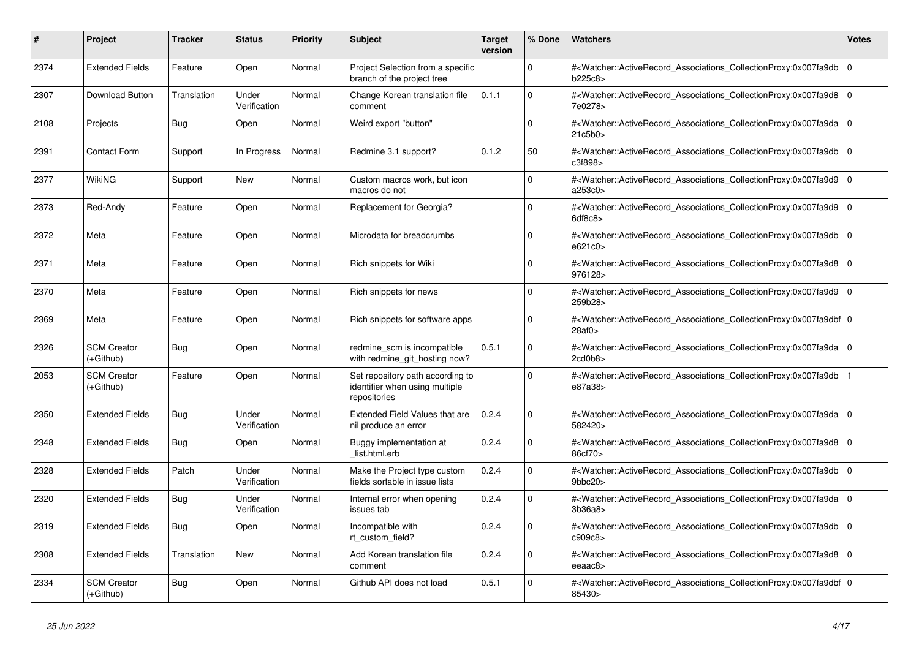| # | Project | Tracker | Status | Priority | Subject | Target version | % Done | Watchers | Votes |
|---|---|---|---|---|---|---|---|---|---|
| 2374 | Extended Fields | Feature | Open | Normal | Project Selection from a specific branch of the project tree | | 0 | #<Watcher::ActiveRecord_Associations_CollectionProxy:0x007fa9db b225c8> | 0 |
| 2307 | Download Button | Translation | Under Verification | Normal | Change Korean translation file comment | 0.1.1 | 0 | #<Watcher::ActiveRecord_Associations_CollectionProxy:0x007fa9d8 7e0278> | 0 |
| 2108 | Projects | Bug | Open | Normal | Weird export "button" | | 0 | #<Watcher::ActiveRecord_Associations_CollectionProxy:0x007fa9da 21c5b0> | 0 |
| 2391 | Contact Form | Support | In Progress | Normal | Redmine 3.1 support? | 0.1.2 | 50 | #<Watcher::ActiveRecord_Associations_CollectionProxy:0x007fa9db c3f898> | 0 |
| 2377 | WikiNG | Support | New | Normal | Custom macros work, but icon macros do not | | 0 | #<Watcher::ActiveRecord_Associations_CollectionProxy:0x007fa9d9 a253c0> | 0 |
| 2373 | Red-Andy | Feature | Open | Normal | Replacement for Georgia? | | 0 | #<Watcher::ActiveRecord_Associations_CollectionProxy:0x007fa9d9 6df8c8> | 0 |
| 2372 | Meta | Feature | Open | Normal | Microdata for breadcrumbs | | 0 | #<Watcher::ActiveRecord_Associations_CollectionProxy:0x007fa9db e621c0> | 0 |
| 2371 | Meta | Feature | Open | Normal | Rich snippets for Wiki | | 0 | #<Watcher::ActiveRecord_Associations_CollectionProxy:0x007fa9d8 976128> | 0 |
| 2370 | Meta | Feature | Open | Normal | Rich snippets for news | | 0 | #<Watcher::ActiveRecord_Associations_CollectionProxy:0x007fa9d9 259b28> | 0 |
| 2369 | Meta | Feature | Open | Normal | Rich snippets for software apps | | 0 | #<Watcher::ActiveRecord_Associations_CollectionProxy:0x007fa9dbf 28af0> | 0 |
| 2326 | SCM Creator (+Github) | Bug | Open | Normal | redmine_scm is incompatible with redmine_git_hosting now? | 0.5.1 | 0 | #<Watcher::ActiveRecord_Associations_CollectionProxy:0x007fa9da 2cd0b8> | 0 |
| 2053 | SCM Creator (+Github) | Feature | Open | Normal | Set repository path according to identifier when using multiple repositories | | 0 | #<Watcher::ActiveRecord_Associations_CollectionProxy:0x007fa9db e87a38> | 1 |
| 2350 | Extended Fields | Bug | Under Verification | Normal | Extended Field Values that are nil produce an error | 0.2.4 | 0 | #<Watcher::ActiveRecord_Associations_CollectionProxy:0x007fa9da 582420> | 0 |
| 2348 | Extended Fields | Bug | Open | Normal | Buggy implementation at _list.html.erb | 0.2.4 | 0 | #<Watcher::ActiveRecord_Associations_CollectionProxy:0x007fa9d8 86cf70> | 0 |
| 2328 | Extended Fields | Patch | Under Verification | Normal | Make the Project type custom fields sortable in issue lists | 0.2.4 | 0 | #<Watcher::ActiveRecord_Associations_CollectionProxy:0x007fa9db 9bbc20> | 0 |
| 2320 | Extended Fields | Bug | Under Verification | Normal | Internal error when opening issues tab | 0.2.4 | 0 | #<Watcher::ActiveRecord_Associations_CollectionProxy:0x007fa9da 3b36a8> | 0 |
| 2319 | Extended Fields | Bug | Open | Normal | Incompatible with rt_custom_field? | 0.2.4 | 0 | #<Watcher::ActiveRecord_Associations_CollectionProxy:0x007fa9db c909c8> | 0 |
| 2308 | Extended Fields | Translation | New | Normal | Add Korean translation file comment | 0.2.4 | 0 | #<Watcher::ActiveRecord_Associations_CollectionProxy:0x007fa9d8 eeaac8> | 0 |
| 2334 | SCM Creator (+Github) | Bug | Open | Normal | Github API does not load | 0.5.1 | 0 | #<Watcher::ActiveRecord_Associations_CollectionProxy:0x007fa9dbf 85430> | 0 |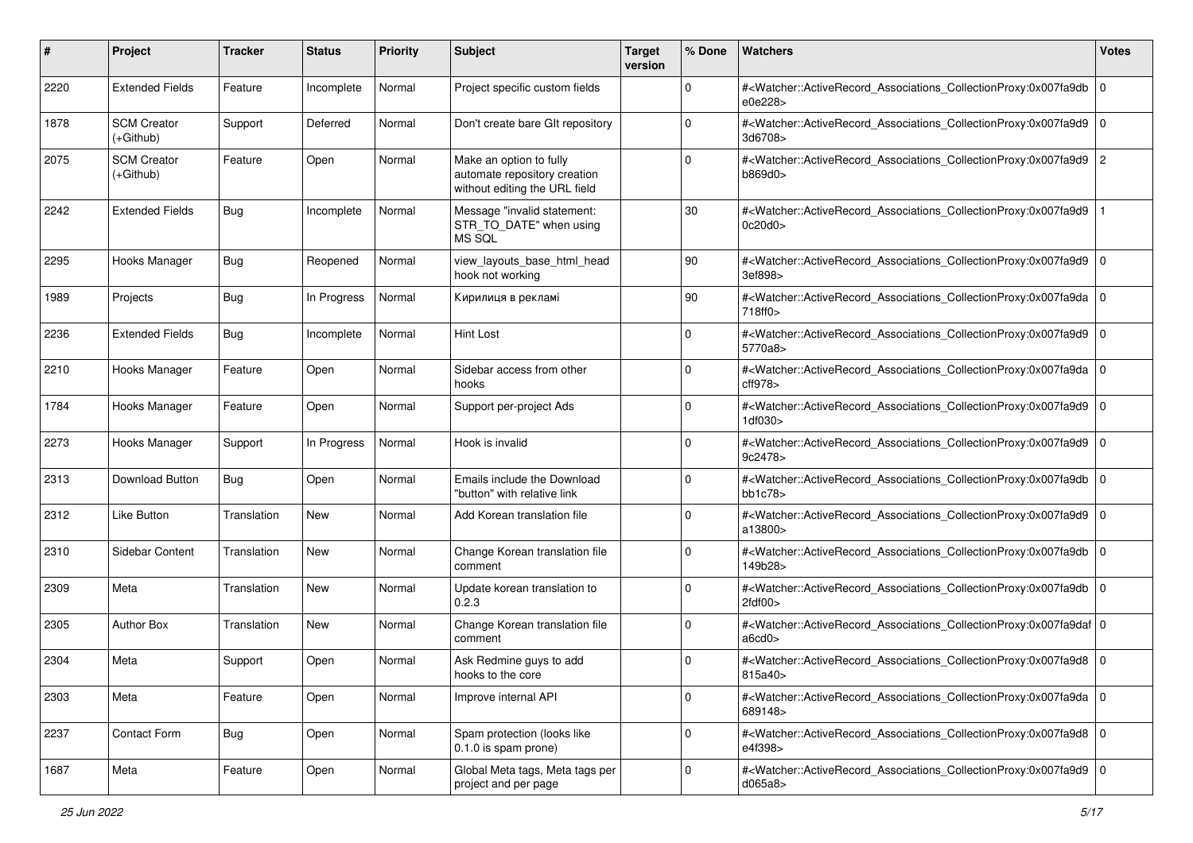| # | Project | Tracker | Status | Priority | Subject | Target version | % Done | Watchers | Votes |
|---|---|---|---|---|---|---|---|---|---|
| 2220 | Extended Fields | Feature | Incomplete | Normal | Project specific custom fields | | 0 | #<Watcher::ActiveRecord_Associations_CollectionProxy:0x007fa9db e0e228> | 0 |
| 1878 | SCM Creator (+Github) | Support | Deferred | Normal | Don't create bare GIt repository | | 0 | #<Watcher::ActiveRecord_Associations_CollectionProxy:0x007fa9d9 3d6708> | 0 |
| 2075 | SCM Creator (+Github) | Feature | Open | Normal | Make an option to fully automate repository creation without editing the URL field | | 0 | #<Watcher::ActiveRecord_Associations_CollectionProxy:0x007fa9d9 b869d0> | 2 |
| 2242 | Extended Fields | Bug | Incomplete | Normal | Message "invalid statement: STR_TO_DATE" when using MS SQL | | 30 | #<Watcher::ActiveRecord_Associations_CollectionProxy:0x007fa9d9 0c20d0> | 1 |
| 2295 | Hooks Manager | Bug | Reopened | Normal | view_layouts_base_html_head hook not working | | 90 | #<Watcher::ActiveRecord_Associations_CollectionProxy:0x007fa9d9 3ef898> | 0 |
| 1989 | Projects | Bug | In Progress | Normal | Кирилиця в рекламі | | 90 | #<Watcher::ActiveRecord_Associations_CollectionProxy:0x007fa9da 718ff0> | 0 |
| 2236 | Extended Fields | Bug | Incomplete | Normal | Hint Lost | | 0 | #<Watcher::ActiveRecord_Associations_CollectionProxy:0x007fa9d9 5770a8> | 0 |
| 2210 | Hooks Manager | Feature | Open | Normal | Sidebar access from other hooks | | 0 | #<Watcher::ActiveRecord_Associations_CollectionProxy:0x007fa9da cff978> | 0 |
| 1784 | Hooks Manager | Feature | Open | Normal | Support per-project Ads | | 0 | #<Watcher::ActiveRecord_Associations_CollectionProxy:0x007fa9d9 1df030> | 0 |
| 2273 | Hooks Manager | Support | In Progress | Normal | Hook is invalid | | 0 | #<Watcher::ActiveRecord_Associations_CollectionProxy:0x007fa9d9 9c2478> | 0 |
| 2313 | Download Button | Bug | Open | Normal | Emails include the Download "button" with relative link | | 0 | #<Watcher::ActiveRecord_Associations_CollectionProxy:0x007fa9db bb1c78> | 0 |
| 2312 | Like Button | Translation | New | Normal | Add Korean translation file | | 0 | #<Watcher::ActiveRecord_Associations_CollectionProxy:0x007fa9d9 a13800> | 0 |
| 2310 | Sidebar Content | Translation | New | Normal | Change Korean translation file comment | | 0 | #<Watcher::ActiveRecord_Associations_CollectionProxy:0x007fa9db 149b28> | 0 |
| 2309 | Meta | Translation | New | Normal | Update korean translation to 0.2.3 | | 0 | #<Watcher::ActiveRecord_Associations_CollectionProxy:0x007fa9db 2fdf00> | 0 |
| 2305 | Author Box | Translation | New | Normal | Change Korean translation file comment | | 0 | #<Watcher::ActiveRecord_Associations_CollectionProxy:0x007fa9daf a6cd0> | 0 |
| 2304 | Meta | Support | Open | Normal | Ask Redmine guys to add hooks to the core | | 0 | #<Watcher::ActiveRecord_Associations_CollectionProxy:0x007fa9d8 815a40> | 0 |
| 2303 | Meta | Feature | Open | Normal | Improve internal API | | 0 | #<Watcher::ActiveRecord_Associations_CollectionProxy:0x007fa9da 689148> | 0 |
| 2237 | Contact Form | Bug | Open | Normal | Spam protection (looks like 0.1.0 is spam prone) | | 0 | #<Watcher::ActiveRecord_Associations_CollectionProxy:0x007fa9d8 e4f398> | 0 |
| 1687 | Meta | Feature | Open | Normal | Global Meta tags, Meta tags per project and per page | | 0 | #<Watcher::ActiveRecord_Associations_CollectionProxy:0x007fa9d9 d065a8> | 0 |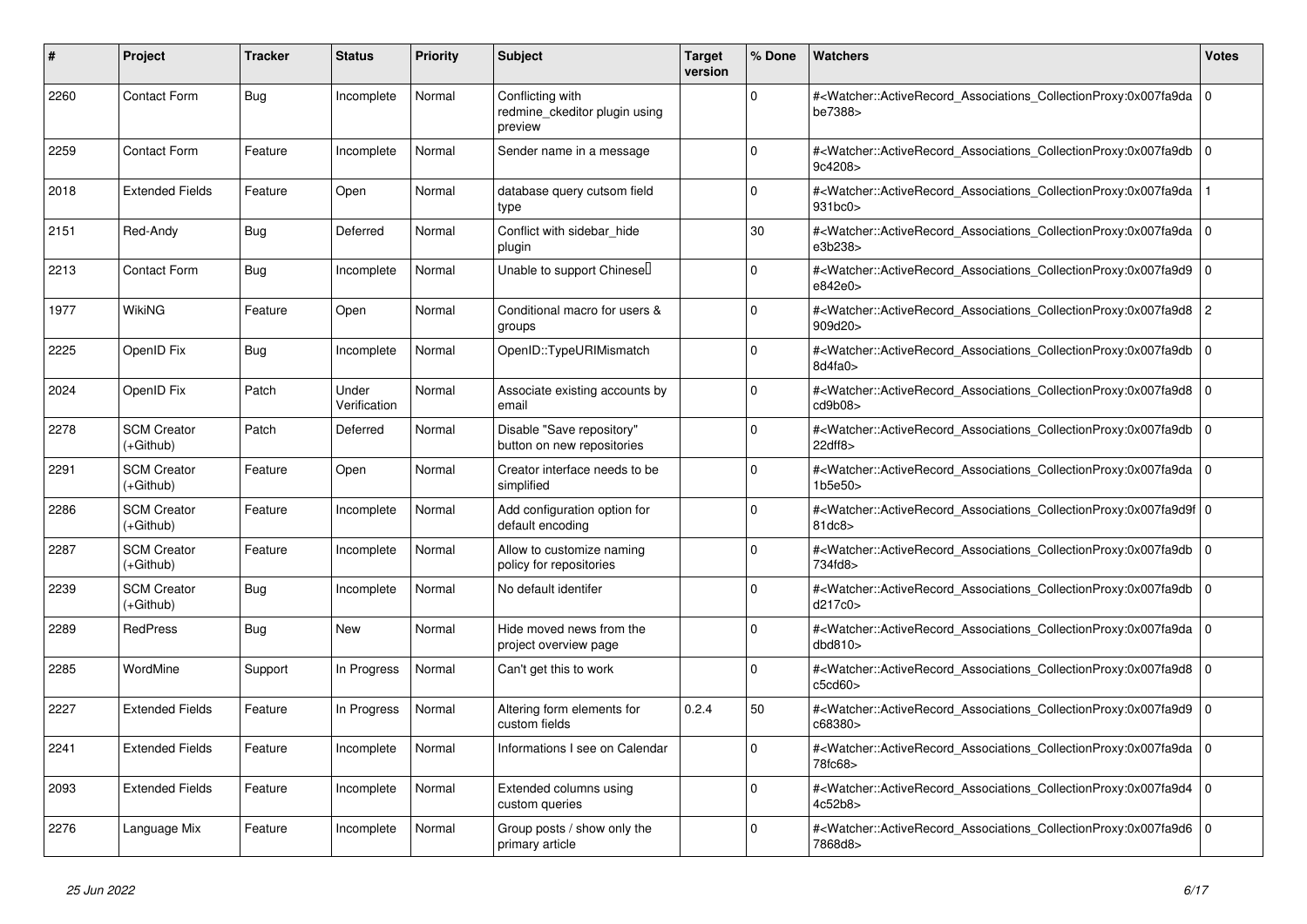| # | Project | Tracker | Status | Priority | Subject | Target version | % Done | Watchers | Votes |
|---|---|---|---|---|---|---|---|---|---|
| 2260 | Contact Form | Bug | Incomplete | Normal | Conflicting with redmine_ckeditor plugin using preview | | 0 | #<Watcher::ActiveRecord_Associations_CollectionProxy:0x007fa9dabe7388> | 0 |
| 2259 | Contact Form | Feature | Incomplete | Normal | Sender name in a message | | 0 | #<Watcher::ActiveRecord_Associations_CollectionProxy:0x007fa9db9c4208> | 0 |
| 2018 | Extended Fields | Feature | Open | Normal | database query cutsom field type | | 0 | #<Watcher::ActiveRecord_Associations_CollectionProxy:0x007fa9da931bc0> | 1 |
| 2151 | Red-Andy | Bug | Deferred | Normal | Conflict with sidebar_hide plugin | | 30 | #<Watcher::ActiveRecord_Associations_CollectionProxy:0x007fa9dae3b238> | 0 |
| 2213 | Contact Form | Bug | Incomplete | Normal | Unable to support Chinese | | 0 | #<Watcher::ActiveRecord_Associations_CollectionProxy:0x007fa9d9e842e0> | 0 |
| 1977 | WikiNG | Feature | Open | Normal | Conditional macro for users & groups | | 0 | #<Watcher::ActiveRecord_Associations_CollectionProxy:0x007fa9d8909d20> | 2 |
| 2225 | OpenID Fix | Bug | Incomplete | Normal | OpenID::TypeURIMismatch | | 0 | #<Watcher::ActiveRecord_Associations_CollectionProxy:0x007fa9db8d4fa0> | 0 |
| 2024 | OpenID Fix | Patch | Under Verification | Normal | Associate existing accounts by email | | 0 | #<Watcher::ActiveRecord_Associations_CollectionProxy:0x007fa9d8cd9b08> | 0 |
| 2278 | SCM Creator (+Github) | Patch | Deferred | Normal | Disable "Save repository" button on new repositories | | 0 | #<Watcher::ActiveRecord_Associations_CollectionProxy:0x007fa9db22dff8> | 0 |
| 2291 | SCM Creator (+Github) | Feature | Open | Normal | Creator interface needs to be simplified | | 0 | #<Watcher::ActiveRecord_Associations_CollectionProxy:0x007fa9da1b5e50> | 0 |
| 2286 | SCM Creator (+Github) | Feature | Incomplete | Normal | Add configuration option for default encoding | | 0 | #<Watcher::ActiveRecord_Associations_CollectionProxy:0x007fa9d9f81dc8> | 0 |
| 2287 | SCM Creator (+Github) | Feature | Incomplete | Normal | Allow to customize naming policy for repositories | | 0 | #<Watcher::ActiveRecord_Associations_CollectionProxy:0x007fa9db734fd8> | 0 |
| 2239 | SCM Creator (+Github) | Bug | Incomplete | Normal | No default identifer | | 0 | #<Watcher::ActiveRecord_Associations_CollectionProxy:0x007fa9dbd217c0> | 0 |
| 2289 | RedPress | Bug | New | Normal | Hide moved news from the project overview page | | 0 | #<Watcher::ActiveRecord_Associations_CollectionProxy:0x007fa9dadbd810> | 0 |
| 2285 | WordMine | Support | In Progress | Normal | Can't get this to work | | 0 | #<Watcher::ActiveRecord_Associations_CollectionProxy:0x007fa9d8c5cd60> | 0 |
| 2227 | Extended Fields | Feature | In Progress | Normal | Altering form elements for custom fields | 0.2.4 | 50 | #<Watcher::ActiveRecord_Associations_CollectionProxy:0x007fa9d9c68380> | 0 |
| 2241 | Extended Fields | Feature | Incomplete | Normal | Informations I see on Calendar | | 0 | #<Watcher::ActiveRecord_Associations_CollectionProxy:0x007fa9da78fc68> | 0 |
| 2093 | Extended Fields | Feature | Incomplete | Normal | Extended columns using custom queries | | 0 | #<Watcher::ActiveRecord_Associations_CollectionProxy:0x007fa9d44c52b8> | 0 |
| 2276 | Language Mix | Feature | Incomplete | Normal | Group posts / show only the primary article | | 0 | #<Watcher::ActiveRecord_Associations_CollectionProxy:0x007fa9d67868d8> | 0 |

*25 Jun 2022*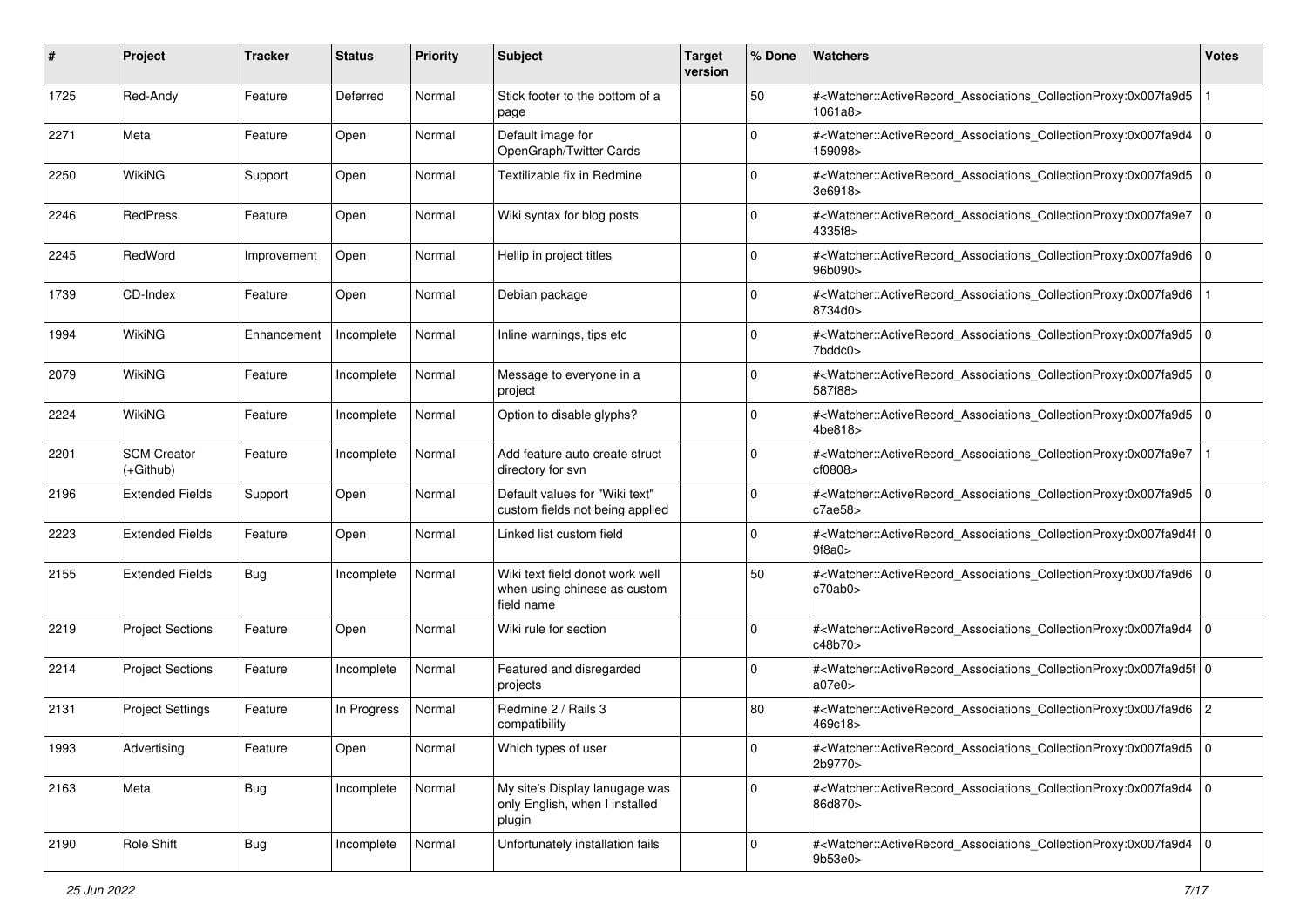| # | Project | Tracker | Status | Priority | Subject | Target version | % Done | Watchers | Votes |
|---|---|---|---|---|---|---|---|---|---|
| 1725 | Red-Andy | Feature | Deferred | Normal | Stick footer to the bottom of a page | | 50 | #<Watcher::ActiveRecord_Associations_CollectionProxy:0x007fa9d51061a8> | 1 |
| 2271 | Meta | Feature | Open | Normal | Default image for OpenGraph/Twitter Cards | | 0 | #<Watcher::ActiveRecord_Associations_CollectionProxy:0x007fa9d4159098> | 0 |
| 2250 | WikiNG | Support | Open | Normal | Textilizable fix in Redmine | | 0 | #<Watcher::ActiveRecord_Associations_CollectionProxy:0x007fa9d53e6918> | 0 |
| 2246 | RedPress | Feature | Open | Normal | Wiki syntax for blog posts | | 0 | #<Watcher::ActiveRecord_Associations_CollectionProxy:0x007fa9e74335f8> | 0 |
| 2245 | RedWord | Improvement | Open | Normal | Hellip in project titles | | 0 | #<Watcher::ActiveRecord_Associations_CollectionProxy:0x007fa9d696b090> | 0 |
| 1739 | CD-Index | Feature | Open | Normal | Debian package | | 0 | #<Watcher::ActiveRecord_Associations_CollectionProxy:0x007fa9d68734d0> | 1 |
| 1994 | WikiNG | Enhancement | Incomplete | Normal | Inline warnings, tips etc | | 0 | #<Watcher::ActiveRecord_Associations_CollectionProxy:0x007fa9d57bddc0> | 0 |
| 2079 | WikiNG | Feature | Incomplete | Normal | Message to everyone in a project | | 0 | #<Watcher::ActiveRecord_Associations_CollectionProxy:0x007fa9d5587f88> | 0 |
| 2224 | WikiNG | Feature | Incomplete | Normal | Option to disable glyphs? | | 0 | #<Watcher::ActiveRecord_Associations_CollectionProxy:0x007fa9d54be818> | 0 |
| 2201 | SCM Creator (+Github) | Feature | Incomplete | Normal | Add feature auto create struct directory for svn | | 0 | #<Watcher::ActiveRecord_Associations_CollectionProxy:0x007fa9e7cf0808> | 1 |
| 2196 | Extended Fields | Support | Open | Normal | Default values for "Wiki text" custom fields not being applied | | 0 | #<Watcher::ActiveRecord_Associations_CollectionProxy:0x007fa9d5c7ae58> | 0 |
| 2223 | Extended Fields | Feature | Open | Normal | Linked list custom field | | 0 | #<Watcher::ActiveRecord_Associations_CollectionProxy:0x007fa9d4f9f8a0> | 0 |
| 2155 | Extended Fields | Bug | Incomplete | Normal | Wiki text field donot work well when using chinese as custom field name | | 50 | #<Watcher::ActiveRecord_Associations_CollectionProxy:0x007fa9d6c70ab0> | 0 |
| 2219 | Project Sections | Feature | Open | Normal | Wiki rule for section | | 0 | #<Watcher::ActiveRecord_Associations_CollectionProxy:0x007fa9d4c48b70> | 0 |
| 2214 | Project Sections | Feature | Incomplete | Normal | Featured and disregarded projects | | 0 | #<Watcher::ActiveRecord_Associations_CollectionProxy:0x007fa9d5fa07e0> | 0 |
| 2131 | Project Settings | Feature | In Progress | Normal | Redmine 2 / Rails 3 compatibility | | 80 | #<Watcher::ActiveRecord_Associations_CollectionProxy:0x007fa9d6469c18> | 2 |
| 1993 | Advertising | Feature | Open | Normal | Which types of user | | 0 | #<Watcher::ActiveRecord_Associations_CollectionProxy:0x007fa9d52b9770> | 0 |
| 2163 | Meta | Bug | Incomplete | Normal | My site's Display lanugage was only English, when I installed plugin | | 0 | #<Watcher::ActiveRecord_Associations_CollectionProxy:0x007fa9d486d870> | 0 |
| 2190 | Role Shift | Bug | Incomplete | Normal | Unfortunately installation fails | | 0 | #<Watcher::ActiveRecord_Associations_CollectionProxy:0x007fa9d49b53e0> | 0 |

*25 Jun 2022*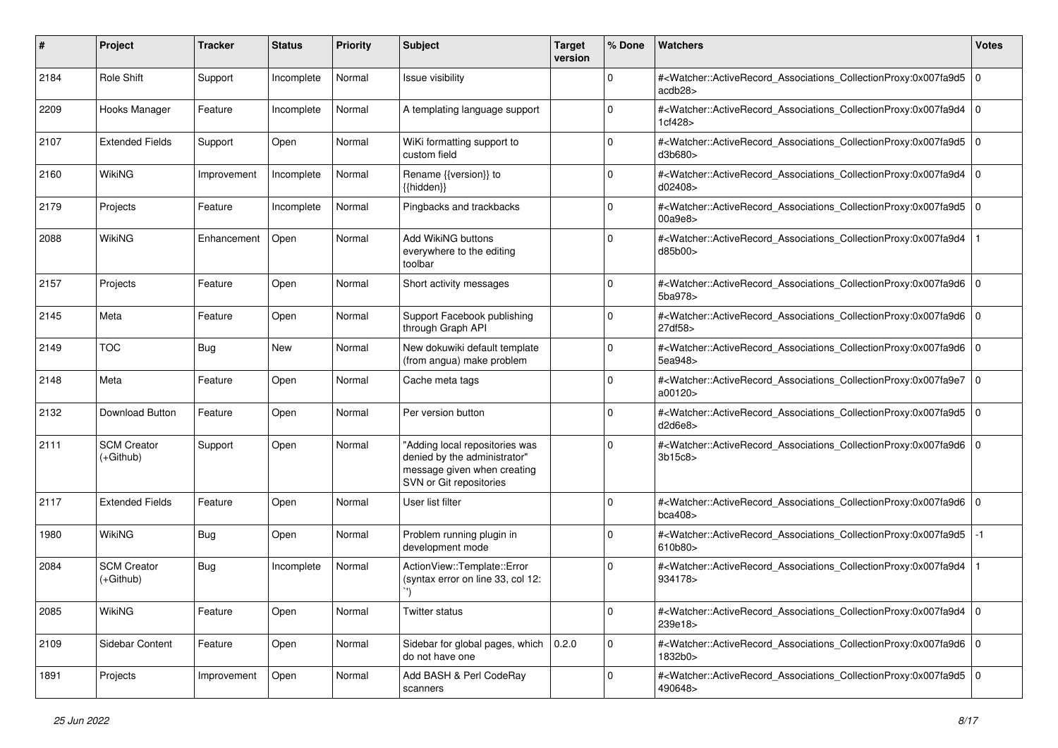| # | Project | Tracker | Status | Priority | Subject | Target version | % Done | Watchers | Votes |
|---|---|---|---|---|---|---|---|---|---|
| 2184 | Role Shift | Support | Incomplete | Normal | Issue visibility | | 0 | #<Watcher::ActiveRecord_Associations_CollectionProxy:0x007fa9d5acdb28> | 0 |
| 2209 | Hooks Manager | Feature | Incomplete | Normal | A templating language support | | 0 | #<Watcher::ActiveRecord_Associations_CollectionProxy:0x007fa9d41cf428> | 0 |
| 2107 | Extended Fields | Support | Open | Normal | WiKi formatting support to custom field | | 0 | #<Watcher::ActiveRecord_Associations_CollectionProxy:0x007fa9d5d3b680> | 0 |
| 2160 | WikiNG | Improvement | Incomplete | Normal | Rename {{version}} to {{hidden}} | | 0 | #<Watcher::ActiveRecord_Associations_CollectionProxy:0x007fa9d4d02408> | 0 |
| 2179 | Projects | Feature | Incomplete | Normal | Pingbacks and trackbacks | | 0 | #<Watcher::ActiveRecord_Associations_CollectionProxy:0x007fa9d500a9e8> | 0 |
| 2088 | WikiNG | Enhancement | Open | Normal | Add WikiNG buttons everywhere to the editing toolbar | | 0 | #<Watcher::ActiveRecord_Associations_CollectionProxy:0x007fa9d4d85b00> | 1 |
| 2157 | Projects | Feature | Open | Normal | Short activity messages | | 0 | #<Watcher::ActiveRecord_Associations_CollectionProxy:0x007fa9d65ba978> | 0 |
| 2145 | Meta | Feature | Open | Normal | Support Facebook publishing through Graph API | | 0 | #<Watcher::ActiveRecord_Associations_CollectionProxy:0x007fa9d627df58> | 0 |
| 2149 | TOC | Bug | New | Normal | New dokuwiki default template (from angua) make problem | | 0 | #<Watcher::ActiveRecord_Associations_CollectionProxy:0x007fa9d65ea948> | 0 |
| 2148 | Meta | Feature | Open | Normal | Cache meta tags | | 0 | #<Watcher::ActiveRecord_Associations_CollectionProxy:0x007fa9e7a00120> | 0 |
| 2132 | Download Button | Feature | Open | Normal | Per version button | | 0 | #<Watcher::ActiveRecord_Associations_CollectionProxy:0x007fa9d5d2d6e8> | 0 |
| 2111 | SCM Creator (+Github) | Support | Open | Normal | "Adding local repositories was denied by the administrator" message given when creating SVN or Git repositories | | 0 | #<Watcher::ActiveRecord_Associations_CollectionProxy:0x007fa9d63b15c8> | 0 |
| 2117 | Extended Fields | Feature | Open | Normal | User list filter | | 0 | #<Watcher::ActiveRecord_Associations_CollectionProxy:0x007fa9d6bca408> | 0 |
| 1980 | WikiNG | Bug | Open | Normal | Problem running plugin in development mode | | 0 | #<Watcher::ActiveRecord_Associations_CollectionProxy:0x007fa9d5610b80> | -1 |
| 2084 | SCM Creator (+Github) | Bug | Incomplete | Normal | ActionView::Template::Error (syntax error on line 33, col 12: ``) | | 0 | #<Watcher::ActiveRecord_Associations_CollectionProxy:0x007fa9d4934178> | 1 |
| 2085 | WikiNG | Feature | Open | Normal | Twitter status | | 0 | #<Watcher::ActiveRecord_Associations_CollectionProxy:0x007fa9d4239e18> | 0 |
| 2109 | Sidebar Content | Feature | Open | Normal | Sidebar for global pages, which do not have one | 0.2.0 | 0 | #<Watcher::ActiveRecord_Associations_CollectionProxy:0x007fa9d61832b0> | 0 |
| 1891 | Projects | Improvement | Open | Normal | Add BASH & Perl CodeRay scanners | | 0 | #<Watcher::ActiveRecord_Associations_CollectionProxy:0x007fa9d5490648> | 0 |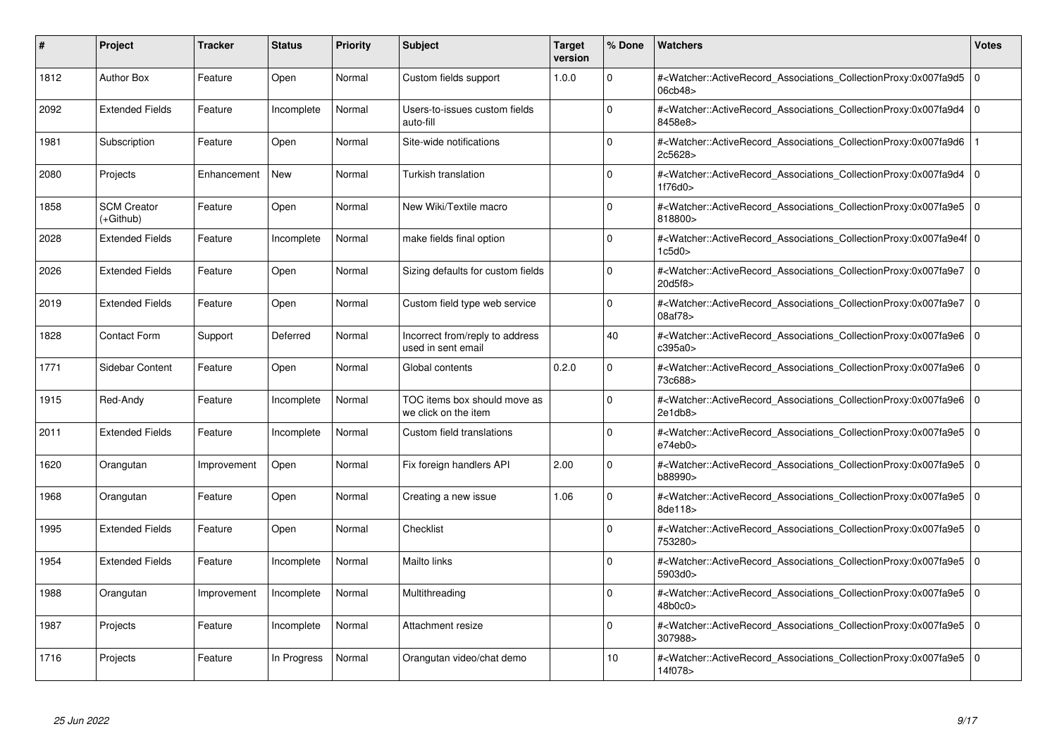| # | Project | Tracker | Status | Priority | Subject | Target version | % Done | Watchers | Votes |
|---|---|---|---|---|---|---|---|---|---|
| 1812 | Author Box | Feature | Open | Normal | Custom fields support | 1.0.0 | 0 | #<Watcher::ActiveRecord_Associations_CollectionProxy:0x007fa9d506cb48> | 0 |
| 2092 | Extended Fields | Feature | Incomplete | Normal | Users-to-issues custom fields auto-fill | | 0 | #<Watcher::ActiveRecord_Associations_CollectionProxy:0x007fa9d48458e8> | 0 |
| 1981 | Subscription | Feature | Open | Normal | Site-wide notifications | | 0 | #<Watcher::ActiveRecord_Associations_CollectionProxy:0x007fa9d62c5628> | 1 |
| 2080 | Projects | Enhancement | New | Normal | Turkish translation | | 0 | #<Watcher::ActiveRecord_Associations_CollectionProxy:0x007fa9d41f76d0> | 0 |
| 1858 | SCM Creator (+Github) | Feature | Open | Normal | New Wiki/Textile macro | | 0 | #<Watcher::ActiveRecord_Associations_CollectionProxy:0x007fa9e5818800> | 0 |
| 2028 | Extended Fields | Feature | Incomplete | Normal | make fields final option | | 0 | #<Watcher::ActiveRecord_Associations_CollectionProxy:0x007fa9e4f1c5d0> | 0 |
| 2026 | Extended Fields | Feature | Open | Normal | Sizing defaults for custom fields | | 0 | #<Watcher::ActiveRecord_Associations_CollectionProxy:0x007fa9e720d5f8> | 0 |
| 2019 | Extended Fields | Feature | Open | Normal | Custom field type web service | | 0 | #<Watcher::ActiveRecord_Associations_CollectionProxy:0x007fa9e708af78> | 0 |
| 1828 | Contact Form | Support | Deferred | Normal | Incorrect from/reply to address used in sent email | | 40 | #<Watcher::ActiveRecord_Associations_CollectionProxy:0x007fa9e6c395a0> | 0 |
| 1771 | Sidebar Content | Feature | Open | Normal | Global contents | 0.2.0 | 0 | #<Watcher::ActiveRecord_Associations_CollectionProxy:0x007fa9e673c688> | 0 |
| 1915 | Red-Andy | Feature | Incomplete | Normal | TOC items box should move as we click on the item | | 0 | #<Watcher::ActiveRecord_Associations_CollectionProxy:0x007fa9e62e1db8> | 0 |
| 2011 | Extended Fields | Feature | Incomplete | Normal | Custom field translations | | 0 | #<Watcher::ActiveRecord_Associations_CollectionProxy:0x007fa9e5e74eb0> | 0 |
| 1620 | Orangutan | Improvement | Open | Normal | Fix foreign handlers API | 2.00 | 0 | #<Watcher::ActiveRecord_Associations_CollectionProxy:0x007fa9e5b88990> | 0 |
| 1968 | Orangutan | Feature | Open | Normal | Creating a new issue | 1.06 | 0 | #<Watcher::ActiveRecord_Associations_CollectionProxy:0x007fa9e58de118> | 0 |
| 1995 | Extended Fields | Feature | Open | Normal | Checklist | | 0 | #<Watcher::ActiveRecord_Associations_CollectionProxy:0x007fa9e5753280> | 0 |
| 1954 | Extended Fields | Feature | Incomplete | Normal | Mailto links | | 0 | #<Watcher::ActiveRecord_Associations_CollectionProxy:0x007fa9e55903d0> | 0 |
| 1988 | Orangutan | Improvement | Incomplete | Normal | Multithreading | | 0 | #<Watcher::ActiveRecord_Associations_CollectionProxy:0x007fa9e548b0c0> | 0 |
| 1987 | Projects | Feature | Incomplete | Normal | Attachment resize | | 0 | #<Watcher::ActiveRecord_Associations_CollectionProxy:0x007fa9e5307988> | 0 |
| 1716 | Projects | Feature | In Progress | Normal | Orangutan video/chat demo | | 10 | #<Watcher::ActiveRecord_Associations_CollectionProxy:0x007fa9e514f078> | 0 |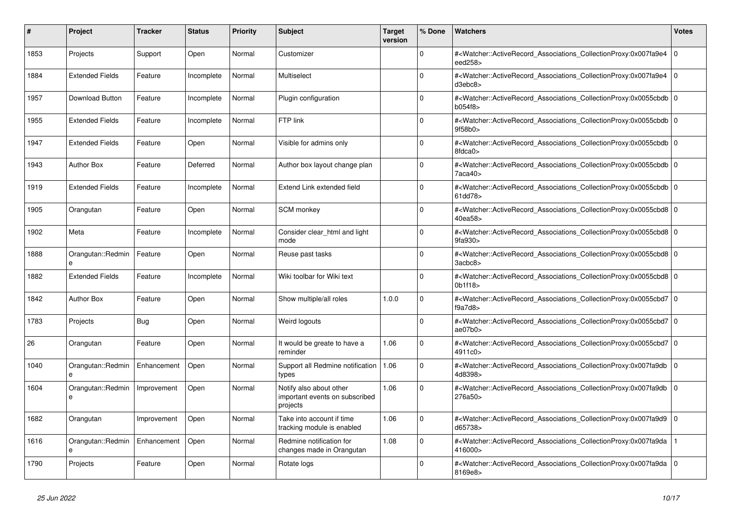| # | Project | Tracker | Status | Priority | Subject | Target version | % Done | Watchers | Votes |
|---|---|---|---|---|---|---|---|---|---|
| 1853 | Projects | Support | Open | Normal | Customizer | | 0 | #<Watcher::ActiveRecord_Associations_CollectionProxy:0x007fa9e4eed258> | 0 |
| 1884 | Extended Fields | Feature | Incomplete | Normal | Multiselect | | 0 | #<Watcher::ActiveRecord_Associations_CollectionProxy:0x007fa9e4d3ebc8> | 0 |
| 1957 | Download Button | Feature | Incomplete | Normal | Plugin configuration | | 0 | #<Watcher::ActiveRecord_Associations_CollectionProxy:0x0055cbdbb054f8> | 0 |
| 1955 | Extended Fields | Feature | Incomplete | Normal | FTP link | | 0 | #<Watcher::ActiveRecord_Associations_CollectionProxy:0x0055cbdb9f58b0> | 0 |
| 1947 | Extended Fields | Feature | Open | Normal | Visible for admins only | | 0 | #<Watcher::ActiveRecord_Associations_CollectionProxy:0x0055cbdb8fdca0> | 0 |
| 1943 | Author Box | Feature | Deferred | Normal | Author box layout change plan | | 0 | #<Watcher::ActiveRecord_Associations_CollectionProxy:0x0055cbdb7aca40> | 0 |
| 1919 | Extended Fields | Feature | Incomplete | Normal | Extend Link extended field | | 0 | #<Watcher::ActiveRecord_Associations_CollectionProxy:0x0055cbdb61dd78> | 0 |
| 1905 | Orangutan | Feature | Open | Normal | SCM monkey | | 0 | #<Watcher::ActiveRecord_Associations_CollectionProxy:0x0055cbd840ea58> | 0 |
| 1902 | Meta | Feature | Incomplete | Normal | Consider clear_html and light mode | | 0 | #<Watcher::ActiveRecord_Associations_CollectionProxy:0x0055cbd89fa930> | 0 |
| 1888 | Orangutan::Redmine | Feature | Open | Normal | Reuse past tasks | | 0 | #<Watcher::ActiveRecord_Associations_CollectionProxy:0x0055cbd83acbc8> | 0 |
| 1882 | Extended Fields | Feature | Incomplete | Normal | Wiki toolbar for Wiki text | | 0 | #<Watcher::ActiveRecord_Associations_CollectionProxy:0x0055cbd80b1f18> | 0 |
| 1842 | Author Box | Feature | Open | Normal | Show multiple/all roles | 1.0.0 | 0 | #<Watcher::ActiveRecord_Associations_CollectionProxy:0x0055cbd7f9a7d8> | 0 |
| 1783 | Projects | Bug | Open | Normal | Weird logouts | | 0 | #<Watcher::ActiveRecord_Associations_CollectionProxy:0x0055cbd7ae07b0> | 0 |
| 26 | Orangutan | Feature | Open | Normal | It would be greate to have a reminder | 1.06 | 0 | #<Watcher::ActiveRecord_Associations_CollectionProxy:0x0055cbd74911c0> | 0 |
| 1040 | Orangutan::Redmine | Enhancement | Open | Normal | Support all Redmine notification types | 1.06 | 0 | #<Watcher::ActiveRecord_Associations_CollectionProxy:0x007fa9db4d8398> | 0 |
| 1604 | Orangutan::Redmine | Improvement | Open | Normal | Notify also about other important events on subscribed projects | 1.06 | 0 | #<Watcher::ActiveRecord_Associations_CollectionProxy:0x007fa9db276a50> | 0 |
| 1682 | Orangutan | Improvement | Open | Normal | Take into account if time tracking module is enabled | 1.06 | 0 | #<Watcher::ActiveRecord_Associations_CollectionProxy:0x007fa9d9d65738> | 0 |
| 1616 | Orangutan::Redmine | Enhancement | Open | Normal | Redmine notification for changes made in Orangutan | 1.08 | 0 | #<Watcher::ActiveRecord_Associations_CollectionProxy:0x007fa9da416000> | 1 |
| 1790 | Projects | Feature | Open | Normal | Rotate logs | | 0 | #<Watcher::ActiveRecord_Associations_CollectionProxy:0x007fa9da8169e8> | 0 |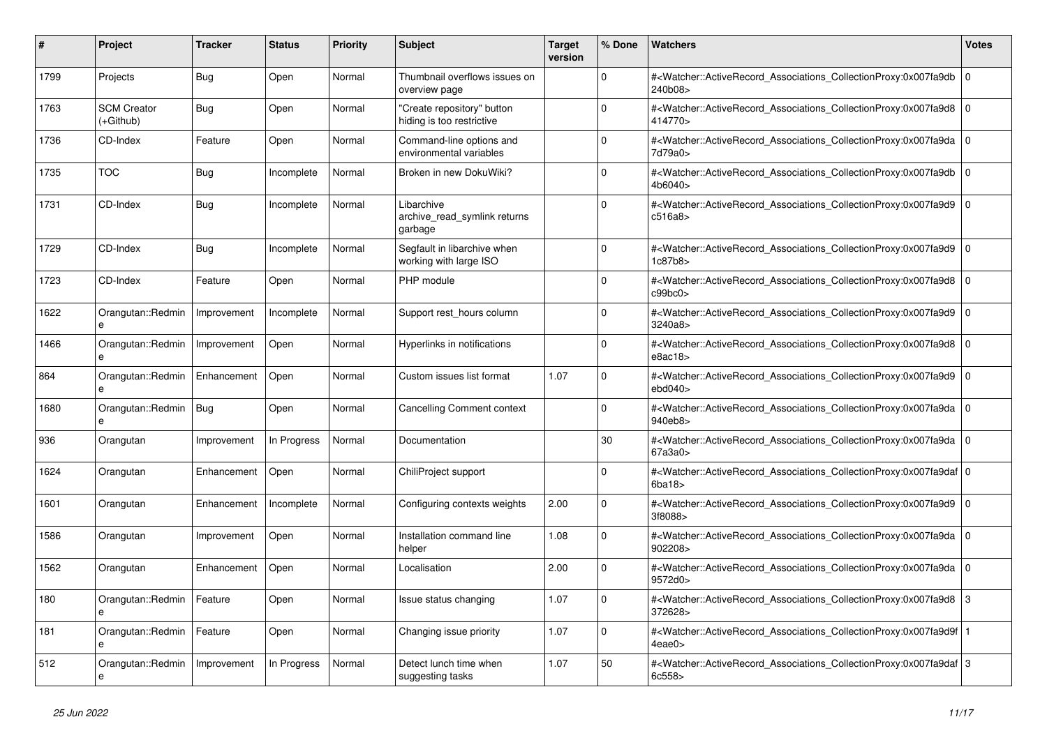| # | Project | Tracker | Status | Priority | Subject | Target version | % Done | Watchers | Votes |
|---|---|---|---|---|---|---|---|---|---|
| 1799 | Projects | Bug | Open | Normal | Thumbnail overflows issues on overview page | | 0 | #<Watcher::ActiveRecord_Associations_CollectionProxy:0x007fa9db240b08> | 0 |
| 1763 | SCM Creator (+Github) | Bug | Open | Normal | "Create repository" button hiding is too restrictive | | 0 | #<Watcher::ActiveRecord_Associations_CollectionProxy:0x007fa9d8414770> | 0 |
| 1736 | CD-Index | Feature | Open | Normal | Command-line options and environmental variables | | 0 | #<Watcher::ActiveRecord_Associations_CollectionProxy:0x007fa9da7d79a0> | 0 |
| 1735 | TOC | Bug | Incomplete | Normal | Broken in new DokuWiki? | | 0 | #<Watcher::ActiveRecord_Associations_CollectionProxy:0x007fa9db4b6040> | 0 |
| 1731 | CD-Index | Bug | Incomplete | Normal | Libarchive archive_read_symlink returns garbage | | 0 | #<Watcher::ActiveRecord_Associations_CollectionProxy:0x007fa9d9c516a8> | 0 |
| 1729 | CD-Index | Bug | Incomplete | Normal | Segfault in libarchive when working with large ISO | | 0 | #<Watcher::ActiveRecord_Associations_CollectionProxy:0x007fa9d91c87b8> | 0 |
| 1723 | CD-Index | Feature | Open | Normal | PHP module | | 0 | #<Watcher::ActiveRecord_Associations_CollectionProxy:0x007fa9d8c99bc0> | 0 |
| 1622 | Orangutan::Redmine | Improvement | Incomplete | Normal | Support rest_hours column | | 0 | #<Watcher::ActiveRecord_Associations_CollectionProxy:0x007fa9d93240a8> | 0 |
| 1466 | Orangutan::Redmine | Improvement | Open | Normal | Hyperlinks in notifications | | 0 | #<Watcher::ActiveRecord_Associations_CollectionProxy:0x007fa9d8e8ac18> | 0 |
| 864 | Orangutan::Redmine | Enhancement | Open | Normal | Custom issues list format | 1.07 | 0 | #<Watcher::ActiveRecord_Associations_CollectionProxy:0x007fa9d9ebd040> | 0 |
| 1680 | Orangutan::Redmine | Bug | Open | Normal | Cancelling Comment context | | 0 | #<Watcher::ActiveRecord_Associations_CollectionProxy:0x007fa9da940eb8> | 0 |
| 936 | Orangutan | Improvement | In Progress | Normal | Documentation | | 30 | #<Watcher::ActiveRecord_Associations_CollectionProxy:0x007fa9da67a3a0> | 0 |
| 1624 | Orangutan | Enhancement | Open | Normal | ChiliProject support | | 0 | #<Watcher::ActiveRecord_Associations_CollectionProxy:0x007fa9daf6ba18> | 0 |
| 1601 | Orangutan | Enhancement | Incomplete | Normal | Configuring contexts weights | 2.00 | 0 | #<Watcher::ActiveRecord_Associations_CollectionProxy:0x007fa9d93f8088> | 0 |
| 1586 | Orangutan | Improvement | Open | Normal | Installation command line helper | 1.08 | 0 | #<Watcher::ActiveRecord_Associations_CollectionProxy:0x007fa9da902208> | 0 |
| 1562 | Orangutan | Enhancement | Open | Normal | Localisation | 2.00 | 0 | #<Watcher::ActiveRecord_Associations_CollectionProxy:0x007fa9da9572d0> | 0 |
| 180 | Orangutan::Redmine | Feature | Open | Normal | Issue status changing | 1.07 | 0 | #<Watcher::ActiveRecord_Associations_CollectionProxy:0x007fa9d8372628> | 3 |
| 181 | Orangutan::Redmine | Feature | Open | Normal | Changing issue priority | 1.07 | 0 | #<Watcher::ActiveRecord_Associations_CollectionProxy:0x007fa9d9f4eae0> | 1 |
| 512 | Orangutan::Redmine | Improvement | In Progress | Normal | Detect lunch time when suggesting tasks | 1.07 | 50 | #<Watcher::ActiveRecord_Associations_CollectionProxy:0x007fa9daf6c558> | 3 |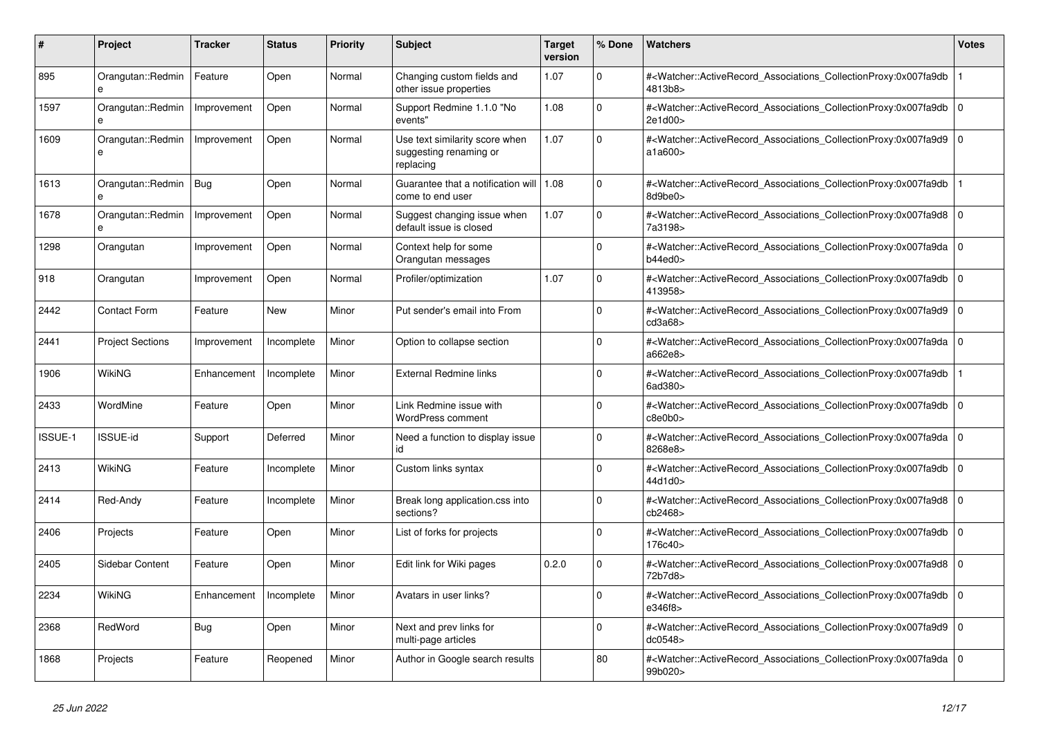| # | Project | Tracker | Status | Priority | Subject | Target version | % Done | Watchers | Votes |
|---|---|---|---|---|---|---|---|---|---|
| 895 | Orangutan::Redmine | Feature | Open | Normal | Changing custom fields and other issue properties | 1.07 | 0 | #<Watcher::ActiveRecord_Associations_CollectionProxy:0x007fa9db4813b8> | 1 |
| 1597 | Orangutan::Redmine | Improvement | Open | Normal | Support Redmine 1.1.0 "No events" | 1.08 | 0 | #<Watcher::ActiveRecord_Associations_CollectionProxy:0x007fa9db2e1d00> | 0 |
| 1609 | Orangutan::Redmine | Improvement | Open | Normal | Use text similarity score when suggesting renaming or replacing | 1.07 | 0 | #<Watcher::ActiveRecord_Associations_CollectionProxy:0x007fa9d9a1a600> | 0 |
| 1613 | Orangutan::Redmine | Bug | Open | Normal | Guarantee that a notification will come to end user | 1.08 | 0 | #<Watcher::ActiveRecord_Associations_CollectionProxy:0x007fa9db8d9be0> | 1 |
| 1678 | Orangutan::Redmine | Improvement | Open | Normal | Suggest changing issue when default issue is closed | 1.07 | 0 | #<Watcher::ActiveRecord_Associations_CollectionProxy:0x007fa9d87a3198> | 0 |
| 1298 | Orangutan | Improvement | Open | Normal | Context help for some Orangutan messages | | 0 | #<Watcher::ActiveRecord_Associations_CollectionProxy:0x007fa9dab44ed0> | 0 |
| 918 | Orangutan | Improvement | Open | Normal | Profiler/optimization | 1.07 | 0 | #<Watcher::ActiveRecord_Associations_CollectionProxy:0x007fa9db413958> | 0 |
| 2442 | Contact Form | Feature | New | Minor | Put sender's email into From | | 0 | #<Watcher::ActiveRecord_Associations_CollectionProxy:0x007fa9d9cd3a68> | 0 |
| 2441 | Project Sections | Improvement | Incomplete | Minor | Option to collapse section | | 0 | #<Watcher::ActiveRecord_Associations_CollectionProxy:0x007fa9daa662e8> | 0 |
| 1906 | WikiNG | Enhancement | Incomplete | Minor | External Redmine links | | 0 | #<Watcher::ActiveRecord_Associations_CollectionProxy:0x007fa9db6ad380> | 1 |
| 2433 | WordMine | Feature | Open | Minor | Link Redmine issue with WordPress comment | | 0 | #<Watcher::ActiveRecord_Associations_CollectionProxy:0x007fa9dbc8e0b0> | 0 |
| ISSUE-1 | ISSUE-id | Support | Deferred | Minor | Need a function to display issue id | | 0 | #<Watcher::ActiveRecord_Associations_CollectionProxy:0x007fa9da8268e8> | 0 |
| 2413 | WikiNG | Feature | Incomplete | Minor | Custom links syntax | | 0 | #<Watcher::ActiveRecord_Associations_CollectionProxy:0x007fa9db44d1d0> | 0 |
| 2414 | Red-Andy | Feature | Incomplete | Minor | Break long application.css into sections? | | 0 | #<Watcher::ActiveRecord_Associations_CollectionProxy:0x007fa9d8cb2468> | 0 |
| 2406 | Projects | Feature | Open | Minor | List of forks for projects | | 0 | #<Watcher::ActiveRecord_Associations_CollectionProxy:0x007fa9db176c40> | 0 |
| 2405 | Sidebar Content | Feature | Open | Minor | Edit link for Wiki pages | 0.2.0 | 0 | #<Watcher::ActiveRecord_Associations_CollectionProxy:0x007fa9d872b7d8> | 0 |
| 2234 | WikiNG | Enhancement | Incomplete | Minor | Avatars in user links? | | 0 | #<Watcher::ActiveRecord_Associations_CollectionProxy:0x007fa9dbe346f8> | 0 |
| 2368 | RedWord | Bug | Open | Minor | Next and prev links for multi-page articles | | 0 | #<Watcher::ActiveRecord_Associations_CollectionProxy:0x007fa9d9dc0548> | 0 |
| 1868 | Projects | Feature | Reopened | Minor | Author in Google search results | | 80 | #<Watcher::ActiveRecord_Associations_CollectionProxy:0x007fa9da99b020> | 0 |

*25 Jun 2022*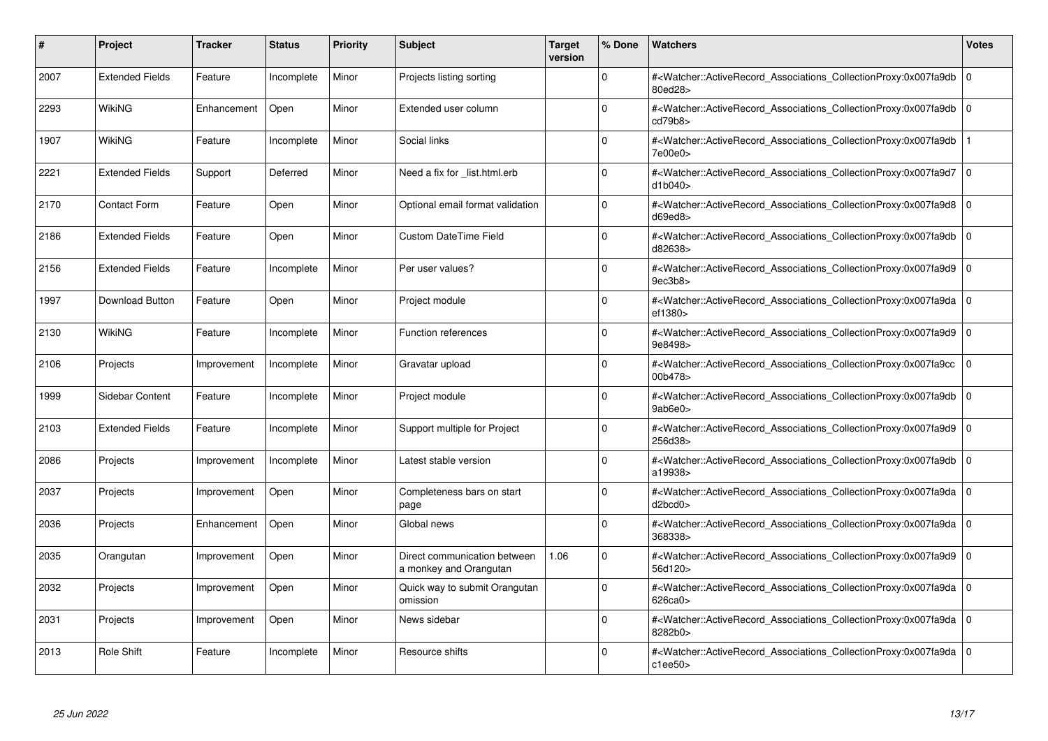| # | Project | Tracker | Status | Priority | Subject | Target version | % Done | Watchers | Votes |
|---|---|---|---|---|---|---|---|---|---|
| 2007 | Extended Fields | Feature | Incomplete | Minor | Projects listing sorting | | 0 | #<Watcher::ActiveRecord_Associations_CollectionProxy:0x007fa9db80ed28> | 0 |
| 2293 | WikiNG | Enhancement | Open | Minor | Extended user column | | 0 | #<Watcher::ActiveRecord_Associations_CollectionProxy:0x007fa9dbcd79b8> | 0 |
| 1907 | WikiNG | Feature | Incomplete | Minor | Social links | | 0 | #<Watcher::ActiveRecord_Associations_CollectionProxy:0x007fa9db7e00e0> | 1 |
| 2221 | Extended Fields | Support | Deferred | Minor | Need a fix for _list.html.erb | | 0 | #<Watcher::ActiveRecord_Associations_CollectionProxy:0x007fa9d7d1b040> | 0 |
| 2170 | Contact Form | Feature | Open | Minor | Optional email format validation | | 0 | #<Watcher::ActiveRecord_Associations_CollectionProxy:0x007fa9d8d69ed8> | 0 |
| 2186 | Extended Fields | Feature | Open | Minor | Custom DateTime Field | | 0 | #<Watcher::ActiveRecord_Associations_CollectionProxy:0x007fa9dbd82638> | 0 |
| 2156 | Extended Fields | Feature | Incomplete | Minor | Per user values? | | 0 | #<Watcher::ActiveRecord_Associations_CollectionProxy:0x007fa9d99ec3b8> | 0 |
| 1997 | Download Button | Feature | Open | Minor | Project module | | 0 | #<Watcher::ActiveRecord_Associations_CollectionProxy:0x007fa9daef1380> | 0 |
| 2130 | WikiNG | Feature | Incomplete | Minor | Function references | | 0 | #<Watcher::ActiveRecord_Associations_CollectionProxy:0x007fa9d99e8498> | 0 |
| 2106 | Projects | Improvement | Incomplete | Minor | Gravatar upload | | 0 | #<Watcher::ActiveRecord_Associations_CollectionProxy:0x007fa9cc00b478> | 0 |
| 1999 | Sidebar Content | Feature | Incomplete | Minor | Project module | | 0 | #<Watcher::ActiveRecord_Associations_CollectionProxy:0x007fa9db9ab6e0> | 0 |
| 2103 | Extended Fields | Feature | Incomplete | Minor | Support multiple for Project | | 0 | #<Watcher::ActiveRecord_Associations_CollectionProxy:0x007fa9d9256d38> | 0 |
| 2086 | Projects | Improvement | Incomplete | Minor | Latest stable version | | 0 | #<Watcher::ActiveRecord_Associations_CollectionProxy:0x007fa9dba19938> | 0 |
| 2037 | Projects | Improvement | Open | Minor | Completeness bars on start page | | 0 | #<Watcher::ActiveRecord_Associations_CollectionProxy:0x007fa9dad2bcd0> | 0 |
| 2036 | Projects | Enhancement | Open | Minor | Global news | | 0 | #<Watcher::ActiveRecord_Associations_CollectionProxy:0x007fa9da368338> | 0 |
| 2035 | Orangutan | Improvement | Open | Minor | Direct communication between a monkey and Orangutan | 1.06 | 0 | #<Watcher::ActiveRecord_Associations_CollectionProxy:0x007fa9d956d120> | 0 |
| 2032 | Projects | Improvement | Open | Minor | Quick way to submit Orangutan omission | | 0 | #<Watcher::ActiveRecord_Associations_CollectionProxy:0x007fa9da626ca0> | 0 |
| 2031 | Projects | Improvement | Open | Minor | News sidebar | | 0 | #<Watcher::ActiveRecord_Associations_CollectionProxy:0x007fa9da8282b0> | 0 |
| 2013 | Role Shift | Feature | Incomplete | Minor | Resource shifts | | 0 | #<Watcher::ActiveRecord_Associations_CollectionProxy:0x007fa9dac1ee50> | 0 |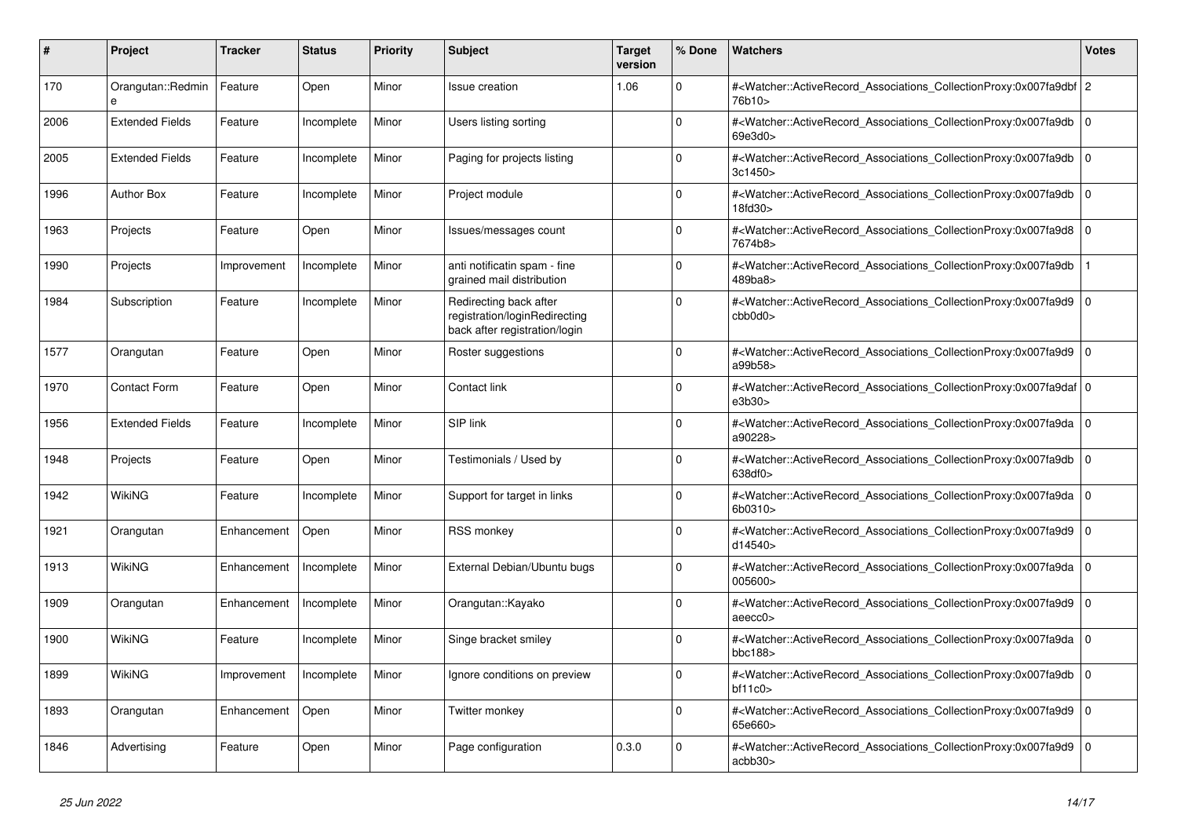| # | Project | Tracker | Status | Priority | Subject | Target version | % Done | Watchers | Votes |
|---|---|---|---|---|---|---|---|---|---|
| 170 | Orangutan::Redmine | Feature | Open | Minor | Issue creation | 1.06 | 0 | #<Watcher::ActiveRecord_Associations_CollectionProxy:0x007fa9dbf76b10> | 2 |
| 2006 | Extended Fields | Feature | Incomplete | Minor | Users listing sorting | | 0 | #<Watcher::ActiveRecord_Associations_CollectionProxy:0x007fa9db69e3d0> | 0 |
| 2005 | Extended Fields | Feature | Incomplete | Minor | Paging for projects listing | | 0 | #<Watcher::ActiveRecord_Associations_CollectionProxy:0x007fa9db3c1450> | 0 |
| 1996 | Author Box | Feature | Incomplete | Minor | Project module | | 0 | #<Watcher::ActiveRecord_Associations_CollectionProxy:0x007fa9db18fd30> | 0 |
| 1963 | Projects | Feature | Open | Minor | Issues/messages count | | 0 | #<Watcher::ActiveRecord_Associations_CollectionProxy:0x007fa9d87674b8> | 0 |
| 1990 | Projects | Improvement | Incomplete | Minor | anti notificatin spam - fine grained mail distribution | | 0 | #<Watcher::ActiveRecord_Associations_CollectionProxy:0x007fa9db489ba8> | 1 |
| 1984 | Subscription | Feature | Incomplete | Minor | Redirecting back after registration/loginRedirecting back after registration/login | | 0 | #<Watcher::ActiveRecord_Associations_CollectionProxy:0x007fa9d9cbb0d0> | 0 |
| 1577 | Orangutan | Feature | Open | Minor | Roster suggestions | | 0 | #<Watcher::ActiveRecord_Associations_CollectionProxy:0x007fa9d9a99b58> | 0 |
| 1970 | Contact Form | Feature | Open | Minor | Contact link | | 0 | #<Watcher::ActiveRecord_Associations_CollectionProxy:0x007fa9dafe3b30> | 0 |
| 1956 | Extended Fields | Feature | Incomplete | Minor | SIP link | | 0 | #<Watcher::ActiveRecord_Associations_CollectionProxy:0x007fa9daa90228> | 0 |
| 1948 | Projects | Feature | Open | Minor | Testimonials / Used by | | 0 | #<Watcher::ActiveRecord_Associations_CollectionProxy:0x007fa9db638df0> | 0 |
| 1942 | WikiNG | Feature | Incomplete | Minor | Support for target in links | | 0 | #<Watcher::ActiveRecord_Associations_CollectionProxy:0x007fa9da6b0310> | 0 |
| 1921 | Orangutan | Enhancement | Open | Minor | RSS monkey | | 0 | #<Watcher::ActiveRecord_Associations_CollectionProxy:0x007fa9d9d14540> | 0 |
| 1913 | WikiNG | Enhancement | Incomplete | Minor | External Debian/Ubuntu bugs | | 0 | #<Watcher::ActiveRecord_Associations_CollectionProxy:0x007fa9da005600> | 0 |
| 1909 | Orangutan | Enhancement | Incomplete | Minor | Orangutan::Kayako | | 0 | #<Watcher::ActiveRecord_Associations_CollectionProxy:0x007fa9d9aeecc0> | 0 |
| 1900 | WikiNG | Feature | Incomplete | Minor | Singe bracket smiley | | 0 | #<Watcher::ActiveRecord_Associations_CollectionProxy:0x007fa9dabbc188> | 0 |
| 1899 | WikiNG | Improvement | Incomplete | Minor | Ignore conditions on preview | | 0 | #<Watcher::ActiveRecord_Associations_CollectionProxy:0x007fa9dbbf11c0> | 0 |
| 1893 | Orangutan | Enhancement | Open | Minor | Twitter monkey | | 0 | #<Watcher::ActiveRecord_Associations_CollectionProxy:0x007fa9d965e660> | 0 |
| 1846 | Advertising | Feature | Open | Minor | Page configuration | 0.3.0 | 0 | #<Watcher::ActiveRecord_Associations_CollectionProxy:0x007fa9d9acbb30> | 0 |

*25 Jun 2022*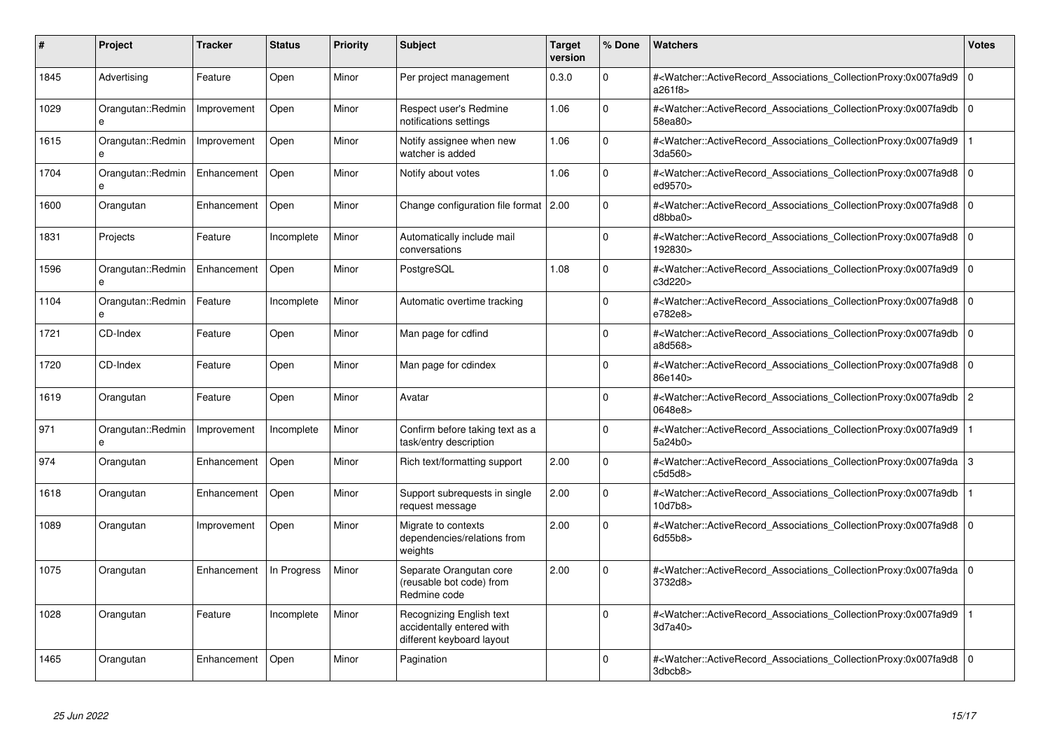| # | Project | Tracker | Status | Priority | Subject | Target version | % Done | Watchers | Votes |
|---|---|---|---|---|---|---|---|---|---|
| 1845 | Advertising | Feature | Open | Minor | Per project management | 0.3.0 | 0 | #<Watcher::ActiveRecord_Associations_CollectionProxy:0x007fa9d9a261f8> | 0 |
| 1029 | Orangutan::Redmine | Improvement | Open | Minor | Respect user's Redmine notifications settings | 1.06 | 0 | #<Watcher::ActiveRecord_Associations_CollectionProxy:0x007fa9db58ea80> | 0 |
| 1615 | Orangutan::Redmine | Improvement | Open | Minor | Notify assignee when new watcher is added | 1.06 | 0 | #<Watcher::ActiveRecord_Associations_CollectionProxy:0x007fa9d93da560> | 1 |
| 1704 | Orangutan::Redmine | Enhancement | Open | Minor | Notify about votes | 1.06 | 0 | #<Watcher::ActiveRecord_Associations_CollectionProxy:0x007fa9d8ed9570> | 0 |
| 1600 | Orangutan | Enhancement | Open | Minor | Change configuration file format | 2.00 | 0 | #<Watcher::ActiveRecord_Associations_CollectionProxy:0x007fa9d8d8bba0> | 0 |
| 1831 | Projects | Feature | Incomplete | Minor | Automatically include mail conversations | | 0 | #<Watcher::ActiveRecord_Associations_CollectionProxy:0x007fa9d8192830> | 0 |
| 1596 | Orangutan::Redmine | Enhancement | Open | Minor | PostgreSQL | 1.08 | 0 | #<Watcher::ActiveRecord_Associations_CollectionProxy:0x007fa9d9c3d220> | 0 |
| 1104 | Orangutan::Redmine | Feature | Incomplete | Minor | Automatic overtime tracking | | 0 | #<Watcher::ActiveRecord_Associations_CollectionProxy:0x007fa9d8e782e8> | 0 |
| 1721 | CD-Index | Feature | Open | Minor | Man page for cdfind | | 0 | #<Watcher::ActiveRecord_Associations_CollectionProxy:0x007fa9dba8d568> | 0 |
| 1720 | CD-Index | Feature | Open | Minor | Man page for cdindex | | 0 | #<Watcher::ActiveRecord_Associations_CollectionProxy:0x007fa9d886e140> | 0 |
| 1619 | Orangutan | Feature | Open | Minor | Avatar | | 0 | #<Watcher::ActiveRecord_Associations_CollectionProxy:0x007fa9db0648e8> | 2 |
| 971 | Orangutan::Redmine | Improvement | Incomplete | Minor | Confirm before taking text as a task/entry description | | 0 | #<Watcher::ActiveRecord_Associations_CollectionProxy:0x007fa9d95a24b0> | 1 |
| 974 | Orangutan | Enhancement | Open | Minor | Rich text/formatting support | 2.00 | 0 | #<Watcher::ActiveRecord_Associations_CollectionProxy:0x007fa9dac5d5d8> | 3 |
| 1618 | Orangutan | Enhancement | Open | Minor | Support subrequests in single request message | 2.00 | 0 | #<Watcher::ActiveRecord_Associations_CollectionProxy:0x007fa9db10d7b8> | 1 |
| 1089 | Orangutan | Improvement | Open | Minor | Migrate to contexts dependencies/relations from weights | 2.00 | 0 | #<Watcher::ActiveRecord_Associations_CollectionProxy:0x007fa9d86d55b8> | 0 |
| 1075 | Orangutan | Enhancement | In Progress | Minor | Separate Orangutan core (reusable bot code) from Redmine code | 2.00 | 0 | #<Watcher::ActiveRecord_Associations_CollectionProxy:0x007fa9da3732d8> | 0 |
| 1028 | Orangutan | Feature | Incomplete | Minor | Recognizing English text accidentally entered with different keyboard layout | | 0 | #<Watcher::ActiveRecord_Associations_CollectionProxy:0x007fa9d93d7a40> | 1 |
| 1465 | Orangutan | Enhancement | Open | Minor | Pagination | | 0 | #<Watcher::ActiveRecord_Associations_CollectionProxy:0x007fa9d83dbcb8> | 0 |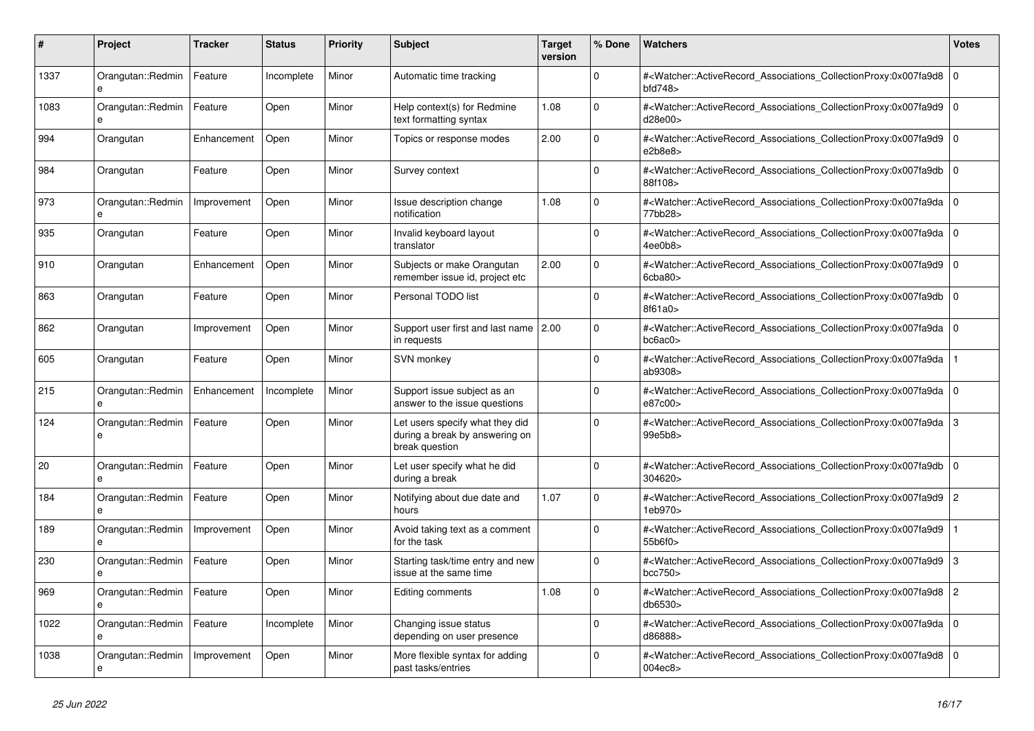| # | Project | Tracker | Status | Priority | Subject | Target version | % Done | Watchers | Votes |
|---|---|---|---|---|---|---|---|---|---|
| 1337 | Orangutan::Redmine | Feature | Incomplete | Minor | Automatic time tracking | | 0 | #<Watcher::ActiveRecord_Associations_CollectionProxy:0x007fa9d8bfd748> | 0 |
| 1083 | Orangutan::Redmine | Feature | Open | Minor | Help context(s) for Redmine text formatting syntax | 1.08 | 0 | #<Watcher::ActiveRecord_Associations_CollectionProxy:0x007fa9d9d28e00> | 0 |
| 994 | Orangutan | Enhancement | Open | Minor | Topics or response modes | 2.00 | 0 | #<Watcher::ActiveRecord_Associations_CollectionProxy:0x007fa9d9e2b8e8> | 0 |
| 984 | Orangutan | Feature | Open | Minor | Survey context | | 0 | #<Watcher::ActiveRecord_Associations_CollectionProxy:0x007fa9db88f108> | 0 |
| 973 | Orangutan::Redmine | Improvement | Open | Minor | Issue description change notification | 1.08 | 0 | #<Watcher::ActiveRecord_Associations_CollectionProxy:0x007fa9da77bb28> | 0 |
| 935 | Orangutan | Feature | Open | Minor | Invalid keyboard layout translator | | 0 | #<Watcher::ActiveRecord_Associations_CollectionProxy:0x007fa9da4ee0b8> | 0 |
| 910 | Orangutan | Enhancement | Open | Minor | Subjects or make Orangutan remember issue id, project etc | 2.00 | 0 | #<Watcher::ActiveRecord_Associations_CollectionProxy:0x007fa9d96cba80> | 0 |
| 863 | Orangutan | Feature | Open | Minor | Personal TODO list | | 0 | #<Watcher::ActiveRecord_Associations_CollectionProxy:0x007fa9db8f61a0> | 0 |
| 862 | Orangutan | Improvement | Open | Minor | Support user first and last name in requests | 2.00 | 0 | #<Watcher::ActiveRecord_Associations_CollectionProxy:0x007fa9dabc6ac0> | 0 |
| 605 | Orangutan | Feature | Open | Minor | SVN monkey | | 0 | #<Watcher::ActiveRecord_Associations_CollectionProxy:0x007fa9daab9308> | 1 |
| 215 | Orangutan::Redmine | Enhancement | Incomplete | Minor | Support issue subject as an answer to the issue questions | | 0 | #<Watcher::ActiveRecord_Associations_CollectionProxy:0x007fa9dae87c00> | 0 |
| 124 | Orangutan::Redmine | Feature | Open | Minor | Let users specify what they did during a break by answering on break question | | 0 | #<Watcher::ActiveRecord_Associations_CollectionProxy:0x007fa9da99e5b8> | 3 |
| 20 | Orangutan::Redmine | Feature | Open | Minor | Let user specify what he did during a break | | 0 | #<Watcher::ActiveRecord_Associations_CollectionProxy:0x007fa9db304620> | 0 |
| 184 | Orangutan::Redmine | Feature | Open | Minor | Notifying about due date and hours | 1.07 | 0 | #<Watcher::ActiveRecord_Associations_CollectionProxy:0x007fa9d91eb970> | 2 |
| 189 | Orangutan::Redmine | Improvement | Open | Minor | Avoid taking text as a comment for the task | | 0 | #<Watcher::ActiveRecord_Associations_CollectionProxy:0x007fa9d955b6f0> | 1 |
| 230 | Orangutan::Redmine | Feature | Open | Minor | Starting task/time entry and new issue at the same time | | 0 | #<Watcher::ActiveRecord_Associations_CollectionProxy:0x007fa9d9bcc750> | 3 |
| 969 | Orangutan::Redmine | Feature | Open | Minor | Editing comments | 1.08 | 0 | #<Watcher::ActiveRecord_Associations_CollectionProxy:0x007fa9d8db6530> | 2 |
| 1022 | Orangutan::Redmine | Feature | Incomplete | Minor | Changing issue status depending on user presence | | 0 | #<Watcher::ActiveRecord_Associations_CollectionProxy:0x007fa9dad86888> | 0 |
| 1038 | Orangutan::Redmine | Improvement | Open | Minor | More flexible syntax for adding past tasks/entries | | 0 | #<Watcher::ActiveRecord_Associations_CollectionProxy:0x007fa9d8004ec8> | 0 |

*25 Jun 2022*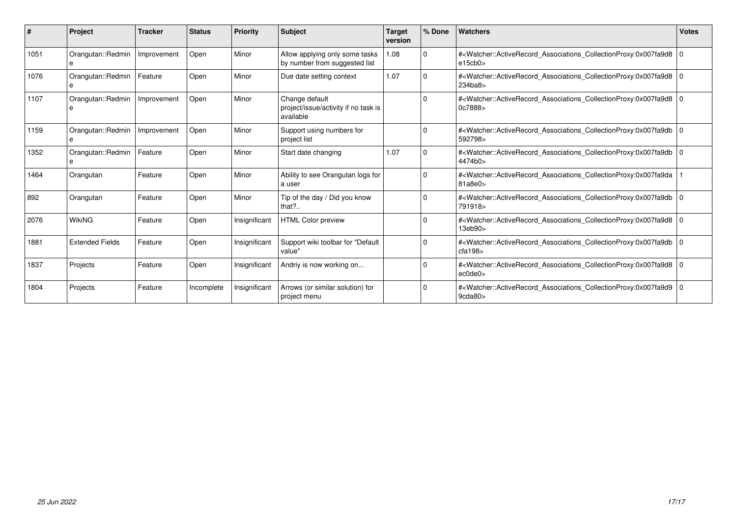| # | Project | Tracker | Status | Priority | Subject | Target version | % Done | Watchers | Votes |
|---|---|---|---|---|---|---|---|---|---|
| 1051 | Orangutan::Redmine | Improvement | Open | Minor | Allow applying only some tasks by number from suggested list | 1.08 | 0 | #<Watcher::ActiveRecord_Associations_CollectionProxy:0x007fa9d8e15cb0> | 0 |
| 1076 | Orangutan::Redmine | Feature | Open | Minor | Due date setting context | 1.07 | 0 | #<Watcher::ActiveRecord_Associations_CollectionProxy:0x007fa9d8234ba8> | 0 |
| 1107 | Orangutan::Redmine | Improvement | Open | Minor | Change default project/issue/activity if no task is available | | 0 | #<Watcher::ActiveRecord_Associations_CollectionProxy:0x007fa9d80c7888> | 0 |
| 1159 | Orangutan::Redmine | Improvement | Open | Minor | Support using numbers for project list | | 0 | #<Watcher::ActiveRecord_Associations_CollectionProxy:0x007fa9db592798> | 0 |
| 1352 | Orangutan::Redmine | Feature | Open | Minor | Start date changing | 1.07 | 0 | #<Watcher::ActiveRecord_Associations_CollectionProxy:0x007fa9db4474b0> | 0 |
| 1464 | Orangutan | Feature | Open | Minor | Ability to see Orangutan logs for a user | | 0 | #<Watcher::ActiveRecord_Associations_CollectionProxy:0x007fa9da81a8e0> | 1 |
| 892 | Orangutan | Feature | Open | Minor | Tip of the day / Did you know that?.. | | 0 | #<Watcher::ActiveRecord_Associations_CollectionProxy:0x007fa9db791918> | 0 |
| 2076 | WikiNG | Feature | Open | Insignificant | HTML Color preview | | 0 | #<Watcher::ActiveRecord_Associations_CollectionProxy:0x007fa9d813eb90> | 0 |
| 1881 | Extended Fields | Feature | Open | Insignificant | Support wiki toolbar for "Default value" | | 0 | #<Watcher::ActiveRecord_Associations_CollectionProxy:0x007fa9dbcfa198> | 0 |
| 1837 | Projects | Feature | Open | Insignificant | Andriy is now working on... | | 0 | #<Watcher::ActiveRecord_Associations_CollectionProxy:0x007fa9d8ec0de0> | 0 |
| 1804 | Projects | Feature | Incomplete | Insignificant | Arrows (or similar solution) for project menu | | 0 | #<Watcher::ActiveRecord_Associations_CollectionProxy:0x007fa9d99cda80> | 0 |

*25 Jun 2022*